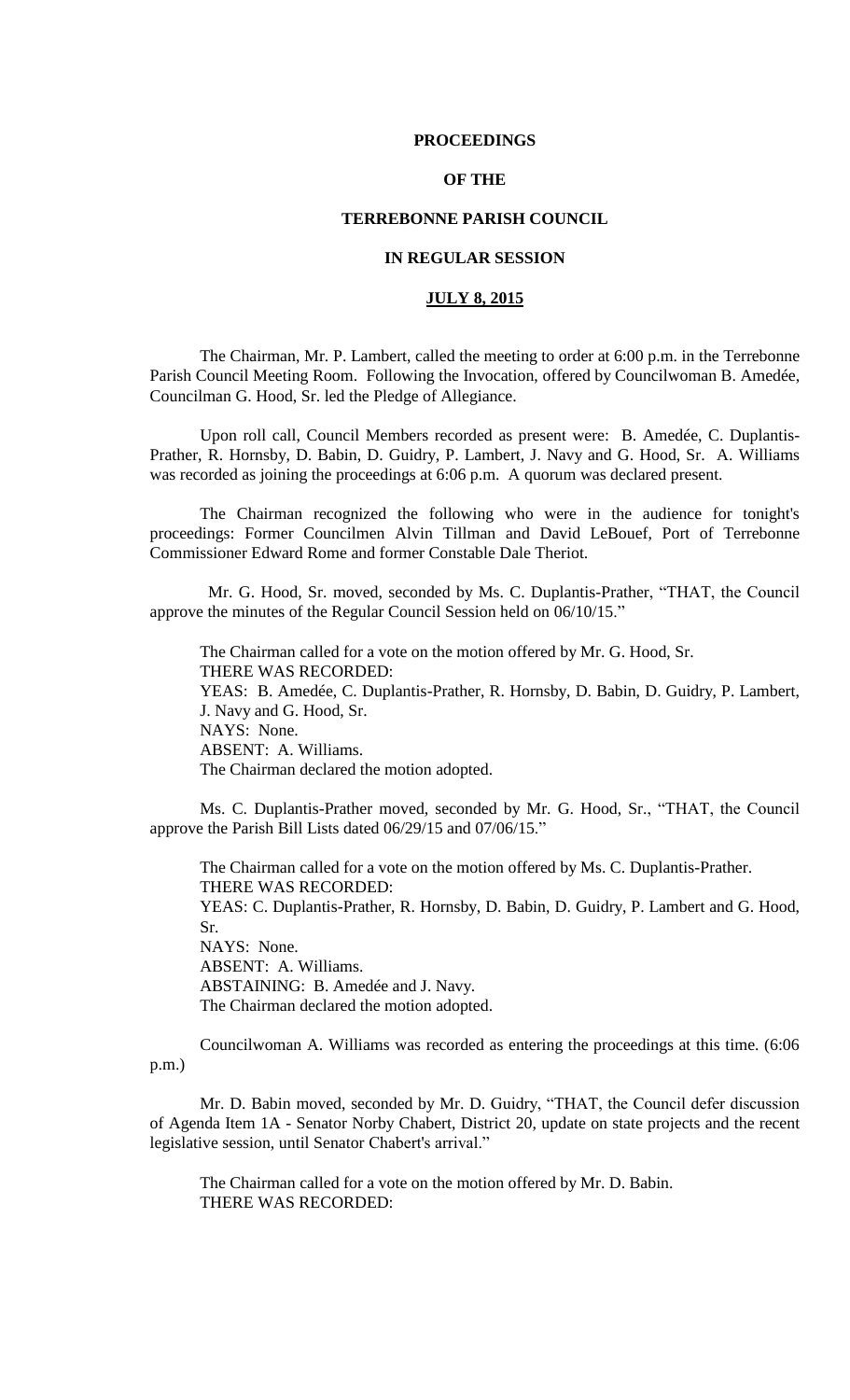# PROCEEDINGS

# OF THE

# TERREBONNE PARISH COUNCIL

# IN REGULAR SESSION

# JULY 8, 2015

The Chairman, Mr. P. Lambert, called the meeting to order at 6:00 p.m. in the Terrebonne Parish Council Meeting Room. Following the Invocation, offered by Councilwoman B. Amedée, Councilman G. Hood, Sr. led the Pledge of Allegiance.

Upon roll call, Council Members recorded as present were: B. Amedée, C. Duplantis-Prather, R. Hornsby, D. Babin, D. Guidry, P. Lambert, J. Navy and G. Hood, Sr. A. Williams was recorded as joining the proceedings at 6:06 p.m. A quorum was declared present.

The Chairman recognized the following who were in the audience for tonight's proceedings: Former Councilmen Alvin Tillman and David LeBouef, Port of Terrebonne Commissioner Edward Rome and former Constable Dale Theriot.

Mr. G. Hood, Sr. moved, seconded by Ms. C. Duplantis-Prather, "THAT, the Council approve the minutes of the Regular Council Session held on 06/10/15."

The Chairman called for a vote on the motion offered by Mr. G. Hood, Sr.
THERE WAS RECORDED:
YEAS: B. Amedée, C. Duplantis-Prather, R. Hornsby, D. Babin, D. Guidry, P. Lambert, J. Navy and G. Hood, Sr.
NAYS: None.
ABSENT: A. Williams.
The Chairman declared the motion adopted.

Ms. C. Duplantis-Prather moved, seconded by Mr. G. Hood, Sr., "THAT, the Council approve the Parish Bill Lists dated 06/29/15 and 07/06/15."

The Chairman called for a vote on the motion offered by Ms. C. Duplantis-Prather.
THERE WAS RECORDED:
YEAS: C. Duplantis-Prather, R. Hornsby, D. Babin, D. Guidry, P. Lambert and G. Hood, Sr.
NAYS: None.
ABSENT: A. Williams.
ABSTAINING: B. Amedée and J. Navy.
The Chairman declared the motion adopted.

Councilwoman A. Williams was recorded as entering the proceedings at this time. (6:06 p.m.)

Mr. D. Babin moved, seconded by Mr. D. Guidry, "THAT, the Council defer discussion of Agenda Item 1A - Senator Norby Chabert, District 20, update on state projects and the recent legislative session, until Senator Chabert's arrival."

The Chairman called for a vote on the motion offered by Mr. D. Babin.
THERE WAS RECORDED: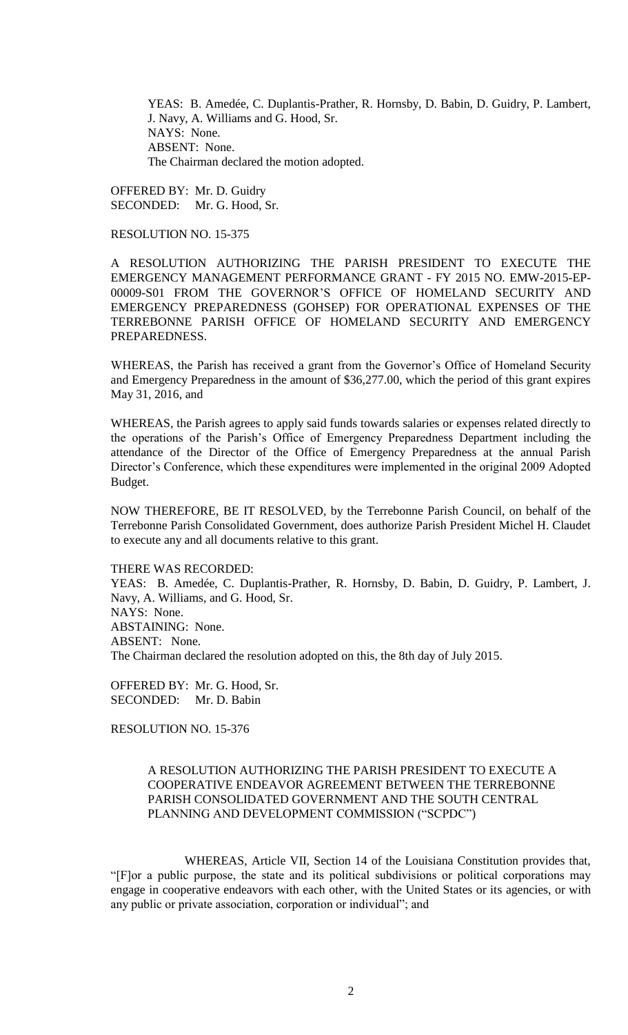YEAS: B. Amedée, C. Duplantis-Prather, R. Hornsby, D. Babin, D. Guidry, P. Lambert, J. Navy, A. Williams and G. Hood, Sr.
NAYS: None.
ABSENT: None.
The Chairman declared the motion adopted.

OFFERED BY: Mr. D. Guidry
SECONDED: Mr. G. Hood, Sr.

RESOLUTION NO. 15-375

A RESOLUTION AUTHORIZING THE PARISH PRESIDENT TO EXECUTE THE EMERGENCY MANAGEMENT PERFORMANCE GRANT - FY 2015 NO. EMW-2015-EP-00009-S01 FROM THE GOVERNOR'S OFFICE OF HOMELAND SECURITY AND EMERGENCY PREPAREDNESS (GOHSEP) FOR OPERATIONAL EXPENSES OF THE TERREBONNE PARISH OFFICE OF HOMELAND SECURITY AND EMERGENCY PREPAREDNESS.

WHEREAS, the Parish has received a grant from the Governor's Office of Homeland Security and Emergency Preparedness in the amount of $36,277.00, which the period of this grant expires May 31, 2016, and

WHEREAS, the Parish agrees to apply said funds towards salaries or expenses related directly to the operations of the Parish's Office of Emergency Preparedness Department including the attendance of the Director of the Office of Emergency Preparedness at the annual Parish Director's Conference, which these expenditures were implemented in the original 2009 Adopted Budget.

NOW THEREFORE, BE IT RESOLVED, by the Terrebonne Parish Council, on behalf of the Terrebonne Parish Consolidated Government, does authorize Parish President Michel H. Claudet to execute any and all documents relative to this grant.

THERE WAS RECORDED:
YEAS: B. Amedée, C. Duplantis-Prather, R. Hornsby, D. Babin, D. Guidry, P. Lambert, J. Navy, A. Williams, and G. Hood, Sr.
NAYS: None.
ABSTAINING: None.
ABSENT: None.
The Chairman declared the resolution adopted on this, the 8th day of July 2015.

OFFERED BY: Mr. G. Hood, Sr.
SECONDED: Mr. D. Babin

RESOLUTION NO. 15-376

A RESOLUTION AUTHORIZING THE PARISH PRESIDENT TO EXECUTE A COOPERATIVE ENDEAVOR AGREEMENT BETWEEN THE TERREBONNE PARISH CONSOLIDATED GOVERNMENT AND THE SOUTH CENTRAL PLANNING AND DEVELOPMENT COMMISSION ("SCPDC")

WHEREAS, Article VII, Section 14 of the Louisiana Constitution provides that, "[F]or a public purpose, the state and its political subdivisions or political corporations may engage in cooperative endeavors with each other, with the United States or its agencies, or with any public or private association, corporation or individual"; and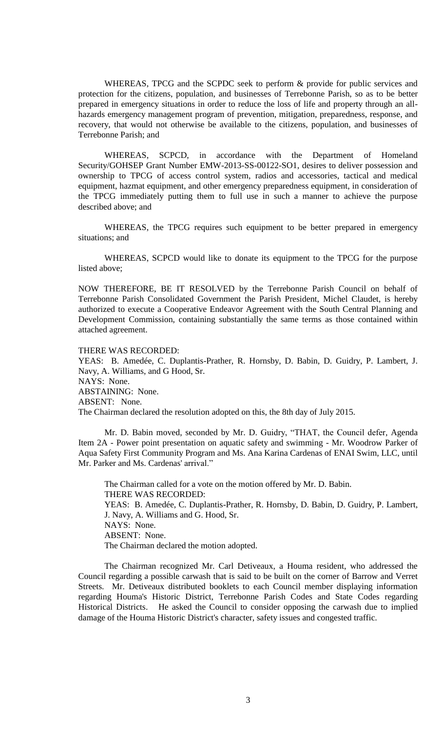WHEREAS, TPCG and the SCPDC seek to perform & provide for public services and protection for the citizens, population, and businesses of Terrebonne Parish, so as to be better prepared in emergency situations in order to reduce the loss of life and property through an all-hazards emergency management program of prevention, mitigation, preparedness, response, and recovery, that would not otherwise be available to the citizens, population, and businesses of Terrebonne Parish; and

WHEREAS, SCPCD, in accordance with the Department of Homeland Security/GOHSEP Grant Number EMW-2013-SS-00122-SO1, desires to deliver possession and ownership to TPCG of access control system, radios and accessories, tactical and medical equipment, hazmat equipment, and other emergency preparedness equipment, in consideration of the TPCG immediately putting them to full use in such a manner to achieve the purpose described above; and

WHEREAS, the TPCG requires such equipment to be better prepared in emergency situations; and

WHEREAS, SCPCD would like to donate its equipment to the TPCG for the purpose listed above;

NOW THEREFORE, BE IT RESOLVED by the Terrebonne Parish Council on behalf of Terrebonne Parish Consolidated Government the Parish President, Michel Claudet, is hereby authorized to execute a Cooperative Endeavor Agreement with the South Central Planning and Development Commission, containing substantially the same terms as those contained within attached agreement.

THERE WAS RECORDED:
YEAS: B. Amedée, C. Duplantis-Prather, R. Hornsby, D. Babin, D. Guidry, P. Lambert, J. Navy, A. Williams, and G Hood, Sr.
NAYS: None.
ABSTAINING: None.
ABSENT: None.
The Chairman declared the resolution adopted on this, the 8th day of July 2015.

Mr. D. Babin moved, seconded by Mr. D. Guidry, "THAT, the Council defer, Agenda Item 2A - Power point presentation on aquatic safety and swimming - Mr. Woodrow Parker of Aqua Safety First Community Program and Ms. Ana Karina Cardenas of ENAI Swim, LLC, until Mr. Parker and Ms. Cardenas' arrival."

The Chairman called for a vote on the motion offered by Mr. D. Babin.
THERE WAS RECORDED:
YEAS: B. Amedée, C. Duplantis-Prather, R. Hornsby, D. Babin, D. Guidry, P. Lambert, J. Navy, A. Williams and G. Hood, Sr.
NAYS: None.
ABSENT: None.
The Chairman declared the motion adopted.

The Chairman recognized Mr. Carl Detiveaux, a Houma resident, who addressed the Council regarding a possible carwash that is said to be built on the corner of Barrow and Verret Streets. Mr. Detiveaux distributed booklets to each Council member displaying information regarding Houma's Historic District, Terrebonne Parish Codes and State Codes regarding Historical Districts. He asked the Council to consider opposing the carwash due to implied damage of the Houma Historic District's character, safety issues and congested traffic.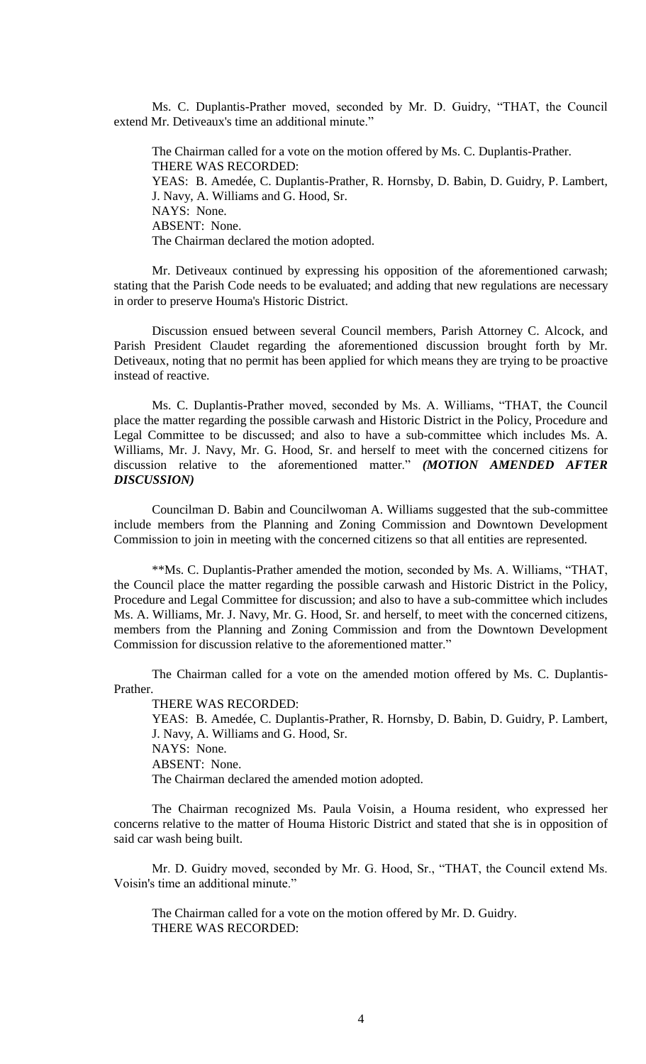Ms. C. Duplantis-Prather moved, seconded by Mr. D. Guidry, "THAT, the Council extend Mr. Detiveaux's time an additional minute."

The Chairman called for a vote on the motion offered by Ms. C. Duplantis-Prather.
THERE WAS RECORDED:
YEAS: B. Amedée, C. Duplantis-Prather, R. Hornsby, D. Babin, D. Guidry, P. Lambert, J. Navy, A. Williams and G. Hood, Sr.
NAYS: None.
ABSENT: None.
The Chairman declared the motion adopted.

Mr. Detiveaux continued by expressing his opposition of the aforementioned carwash; stating that the Parish Code needs to be evaluated; and adding that new regulations are necessary in order to preserve Houma's Historic District.

Discussion ensued between several Council members, Parish Attorney C. Alcock, and Parish President Claudet regarding the aforementioned discussion brought forth by Mr. Detiveaux, noting that no permit has been applied for which means they are trying to be proactive instead of reactive.

Ms. C. Duplantis-Prather moved, seconded by Ms. A. Williams, "THAT, the Council place the matter regarding the possible carwash and Historic District in the Policy, Procedure and Legal Committee to be discussed; and also to have a sub-committee which includes Ms. A. Williams, Mr. J. Navy, Mr. G. Hood, Sr. and herself to meet with the concerned citizens for discussion relative to the aforementioned matter." ***(MOTION AMENDED AFTER DISCUSSION)***

Councilman D. Babin and Councilwoman A. Williams suggested that the sub-committee include members from the Planning and Zoning Commission and Downtown Development Commission to join in meeting with the concerned citizens so that all entities are represented.

**Ms. C. Duplantis-Prather amended the motion, seconded by Ms. A. Williams, "THAT, the Council place the matter regarding the possible carwash and Historic District in the Policy, Procedure and Legal Committee for discussion; and also to have a sub-committee which includes Ms. A. Williams, Mr. J. Navy, Mr. G. Hood, Sr. and herself, to meet with the concerned citizens, members from the Planning and Zoning Commission and from the Downtown Development Commission for discussion relative to the aforementioned matter."

The Chairman called for a vote on the amended motion offered by Ms. C. Duplantis-Prather.
THERE WAS RECORDED:
YEAS: B. Amedée, C. Duplantis-Prather, R. Hornsby, D. Babin, D. Guidry, P. Lambert, J. Navy, A. Williams and G. Hood, Sr.
NAYS: None.
ABSENT: None.
The Chairman declared the amended motion adopted.

The Chairman recognized Ms. Paula Voisin, a Houma resident, who expressed her concerns relative to the matter of Houma Historic District and stated that she is in opposition of said car wash being built.

Mr. D. Guidry moved, seconded by Mr. G. Hood, Sr., "THAT, the Council extend Ms. Voisin's time an additional minute."

The Chairman called for a vote on the motion offered by Mr. D. Guidry.
THERE WAS RECORDED: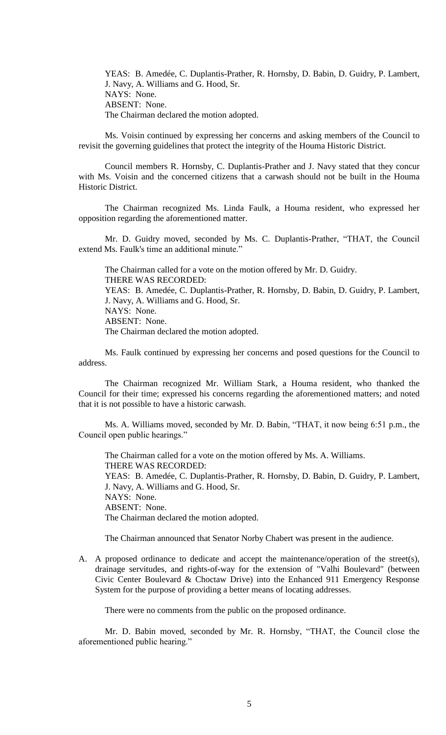YEAS: B. Amedée, C. Duplantis-Prather, R. Hornsby, D. Babin, D. Guidry, P. Lambert, J. Navy, A. Williams and G. Hood, Sr.
NAYS: None.
ABSENT: None.
The Chairman declared the motion adopted.

Ms. Voisin continued by expressing her concerns and asking members of the Council to revisit the governing guidelines that protect the integrity of the Houma Historic District.

Council members R. Hornsby, C. Duplantis-Prather and J. Navy stated that they concur with Ms. Voisin and the concerned citizens that a carwash should not be built in the Houma Historic District.

The Chairman recognized Ms. Linda Faulk, a Houma resident, who expressed her opposition regarding the aforementioned matter.

Mr. D. Guidry moved, seconded by Ms. C. Duplantis-Prather, "THAT, the Council extend Ms. Faulk's time an additional minute."

The Chairman called for a vote on the motion offered by Mr. D. Guidry.
THERE WAS RECORDED:
YEAS: B. Amedée, C. Duplantis-Prather, R. Hornsby, D. Babin, D. Guidry, P. Lambert, J. Navy, A. Williams and G. Hood, Sr.
NAYS: None.
ABSENT: None.
The Chairman declared the motion adopted.

Ms. Faulk continued by expressing her concerns and posed questions for the Council to address.

The Chairman recognized Mr. William Stark, a Houma resident, who thanked the Council for their time; expressed his concerns regarding the aforementioned matters; and noted that it is not possible to have a historic carwash.

Ms. A. Williams moved, seconded by Mr. D. Babin, "THAT, it now being 6:51 p.m., the Council open public hearings."

The Chairman called for a vote on the motion offered by Ms. A. Williams.
THERE WAS RECORDED:
YEAS: B. Amedée, C. Duplantis-Prather, R. Hornsby, D. Babin, D. Guidry, P. Lambert, J. Navy, A. Williams and G. Hood, Sr.
NAYS: None.
ABSENT: None.
The Chairman declared the motion adopted.

The Chairman announced that Senator Norby Chabert was present in the audience.

A. A proposed ordinance to dedicate and accept the maintenance/operation of the street(s), drainage servitudes, and rights-of-way for the extension of "Valhi Boulevard" (between Civic Center Boulevard & Choctaw Drive) into the Enhanced 911 Emergency Response System for the purpose of providing a better means of locating addresses.

   There were no comments from the public on the proposed ordinance.

   Mr. D. Babin moved, seconded by Mr. R. Hornsby, "THAT, the Council close the aforementioned public hearing."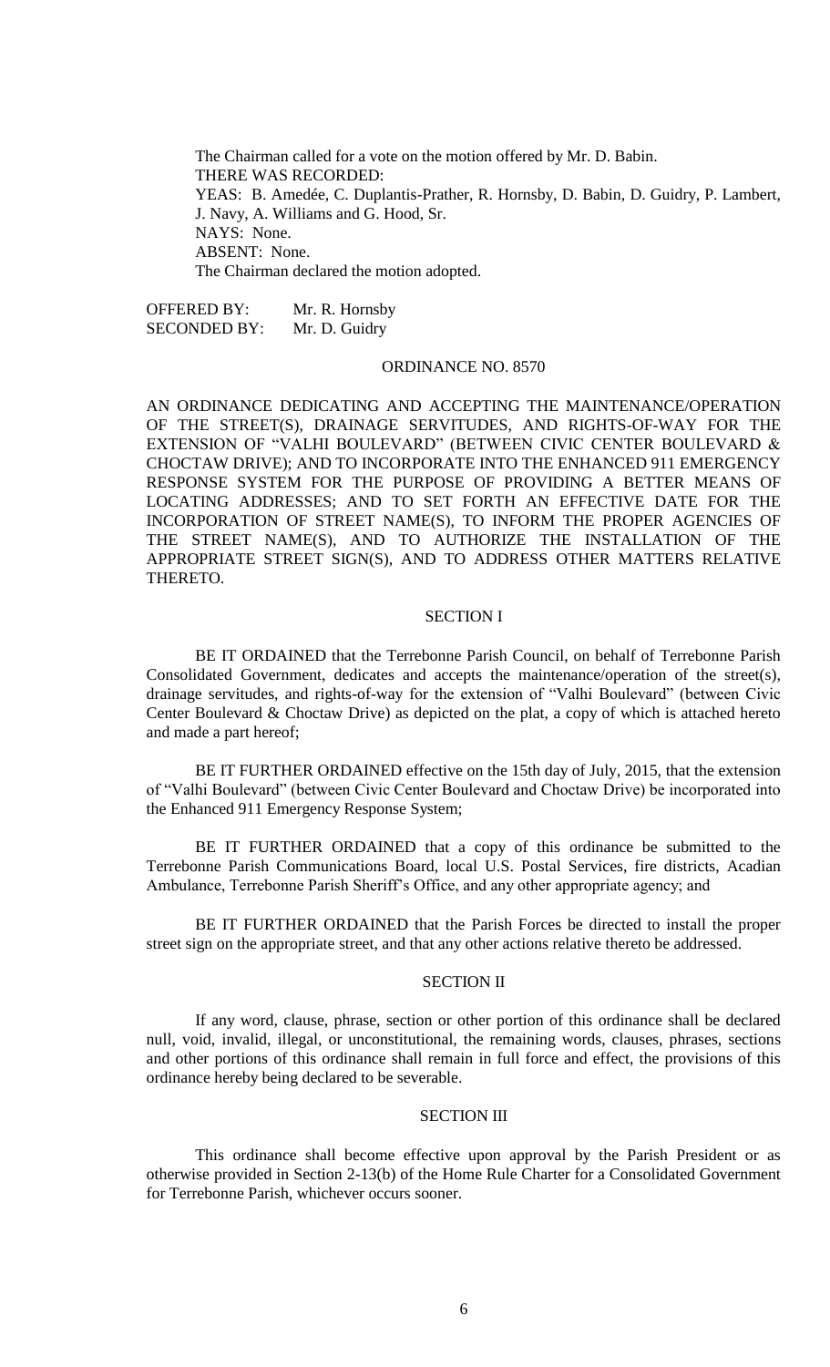The Chairman called for a vote on the motion offered by Mr. D. Babin.

THERE WAS RECORDED:

YEAS: B. Amedée, C. Duplantis-Prather, R. Hornsby, D. Babin, D. Guidry, P. Lambert, J. Navy, A. Williams and G. Hood, Sr.

NAYS: None.

ABSENT: None.

The Chairman declared the motion adopted.

OFFERED BY: Mr. R. Hornsby
SECONDED BY: Mr. D. Guidry

ORDINANCE NO. 8570

AN ORDINANCE DEDICATING AND ACCEPTING THE MAINTENANCE/OPERATION OF THE STREET(S), DRAINAGE SERVITUDES, AND RIGHTS-OF-WAY FOR THE EXTENSION OF "VALHI BOULEVARD" (BETWEEN CIVIC CENTER BOULEVARD & CHOCTAW DRIVE); AND TO INCORPORATE INTO THE ENHANCED 911 EMERGENCY RESPONSE SYSTEM FOR THE PURPOSE OF PROVIDING A BETTER MEANS OF LOCATING ADDRESSES; AND TO SET FORTH AN EFFECTIVE DATE FOR THE INCORPORATION OF STREET NAME(S), TO INFORM THE PROPER AGENCIES OF THE STREET NAME(S), AND TO AUTHORIZE THE INSTALLATION OF THE APPROPRIATE STREET SIGN(S), AND TO ADDRESS OTHER MATTERS RELATIVE THERETO.

SECTION I

BE IT ORDAINED that the Terrebonne Parish Council, on behalf of Terrebonne Parish Consolidated Government, dedicates and accepts the maintenance/operation of the street(s), drainage servitudes, and rights-of-way for the extension of "Valhi Boulevard" (between Civic Center Boulevard & Choctaw Drive) as depicted on the plat, a copy of which is attached hereto and made a part hereof;

BE IT FURTHER ORDAINED effective on the 15th day of July, 2015, that the extension of "Valhi Boulevard" (between Civic Center Boulevard and Choctaw Drive) be incorporated into the Enhanced 911 Emergency Response System;

BE IT FURTHER ORDAINED that a copy of this ordinance be submitted to the Terrebonne Parish Communications Board, local U.S. Postal Services, fire districts, Acadian Ambulance, Terrebonne Parish Sheriff's Office, and any other appropriate agency; and

BE IT FURTHER ORDAINED that the Parish Forces be directed to install the proper street sign on the appropriate street, and that any other actions relative thereto be addressed.

SECTION II

If any word, clause, phrase, section or other portion of this ordinance shall be declared null, void, invalid, illegal, or unconstitutional, the remaining words, clauses, phrases, sections and other portions of this ordinance shall remain in full force and effect, the provisions of this ordinance hereby being declared to be severable.

SECTION III

This ordinance shall become effective upon approval by the Parish President or as otherwise provided in Section 2-13(b) of the Home Rule Charter for a Consolidated Government for Terrebonne Parish, whichever occurs sooner.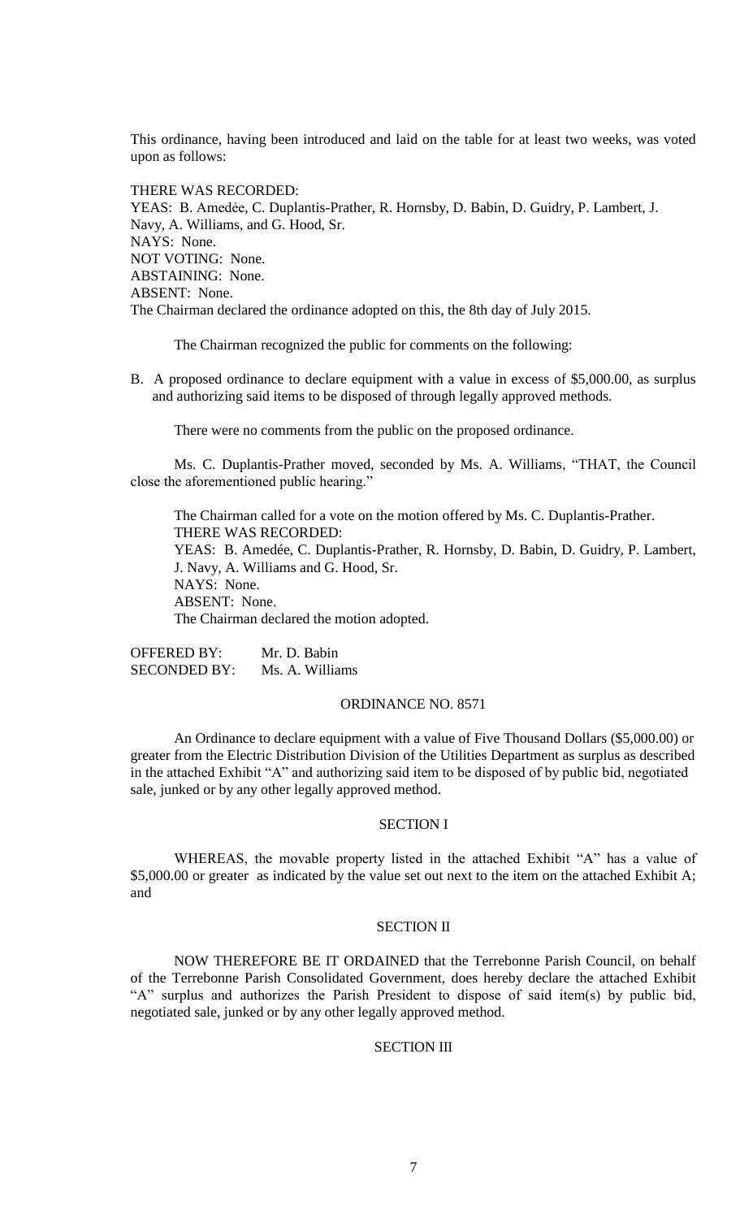This ordinance, having been introduced and laid on the table for at least two weeks, was voted upon as follows:

THERE WAS RECORDED:
YEAS: B. Amedẻe, C. Duplantis-Prather, R. Hornsby, D. Babin, D. Guidry, P. Lambert, J. Navy, A. Williams, and G. Hood, Sr.
NAYS: None.
NOT VOTING: None.
ABSTAINING: None.
ABSENT: None.
The Chairman declared the ordinance adopted on this, the 8th day of July 2015.

The Chairman recognized the public for comments on the following:

B. A proposed ordinance to declare equipment with a value in excess of $5,000.00, as surplus and authorizing said items to be disposed of through legally approved methods.

There were no comments from the public on the proposed ordinance.

Ms. C. Duplantis-Prather moved, seconded by Ms. A. Williams, "THAT, the Council close the aforementioned public hearing."

The Chairman called for a vote on the motion offered by Ms. C. Duplantis-Prather.
THERE WAS RECORDED:
YEAS: B. Amedée, C. Duplantis-Prather, R. Hornsby, D. Babin, D. Guidry, P. Lambert, J. Navy, A. Williams and G. Hood, Sr.
NAYS: None.
ABSENT: None.
The Chairman declared the motion adopted.

OFFERED BY: Mr. D. Babin
SECONDED BY: Ms. A. Williams

ORDINANCE NO. 8571

An Ordinance to declare equipment with a value of Five Thousand Dollars ($5,000.00) or greater from the Electric Distribution Division of the Utilities Department as surplus as described in the attached Exhibit "A" and authorizing said item to be disposed of by public bid, negotiated sale, junked or by any other legally approved method.

SECTION I

WHEREAS, the movable property listed in the attached Exhibit "A" has a value of $5,000.00 or greater as indicated by the value set out next to the item on the attached Exhibit A; and

SECTION II

NOW THEREFORE BE IT ORDAINED that the Terrebonne Parish Council, on behalf of the Terrebonne Parish Consolidated Government, does hereby declare the attached Exhibit "A" surplus and authorizes the Parish President to dispose of said item(s) by public bid, negotiated sale, junked or by any other legally approved method.

SECTION III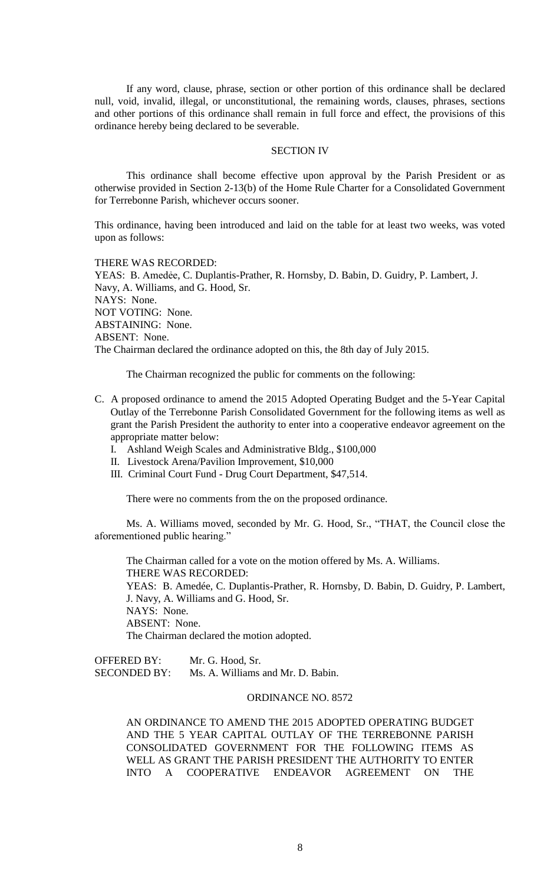If any word, clause, phrase, section or other portion of this ordinance shall be declared null, void, invalid, illegal, or unconstitutional, the remaining words, clauses, phrases, sections and other portions of this ordinance shall remain in full force and effect, the provisions of this ordinance hereby being declared to be severable.

SECTION IV

This ordinance shall become effective upon approval by the Parish President or as otherwise provided in Section 2-13(b) of the Home Rule Charter for a Consolidated Government for Terrebonne Parish, whichever occurs sooner.

This ordinance, having been introduced and laid on the table for at least two weeks, was voted upon as follows:

THERE WAS RECORDED:
YEAS: B. Amedée, C. Duplantis-Prather, R. Hornsby, D. Babin, D. Guidry, P. Lambert, J. Navy, A. Williams, and G. Hood, Sr.
NAYS: None.
NOT VOTING: None.
ABSTAINING: None.
ABSENT: None.
The Chairman declared the ordinance adopted on this, the 8th day of July 2015.

The Chairman recognized the public for comments on the following:

C. A proposed ordinance to amend the 2015 Adopted Operating Budget and the 5-Year Capital Outlay of the Terrebonne Parish Consolidated Government for the following items as well as grant the Parish President the authority to enter into a cooperative endeavor agreement on the appropriate matter below:
   I. Ashland Weigh Scales and Administrative Bldg., $100,000
   II. Livestock Arena/Pavilion Improvement, $10,000
   III. Criminal Court Fund - Drug Court Department, $47,514.

There were no comments from the on the proposed ordinance.

Ms. A. Williams moved, seconded by Mr. G. Hood, Sr., "THAT, the Council close the aforementioned public hearing."

The Chairman called for a vote on the motion offered by Ms. A. Williams.
THERE WAS RECORDED:
YEAS: B. Amedée, C. Duplantis-Prather, R. Hornsby, D. Babin, D. Guidry, P. Lambert, J. Navy, A. Williams and G. Hood, Sr.
NAYS: None.
ABSENT: None.
The Chairman declared the motion adopted.

OFFERED BY: Mr. G. Hood, Sr.
SECONDED BY: Ms. A. Williams and Mr. D. Babin.

ORDINANCE NO. 8572

AN ORDINANCE TO AMEND THE 2015 ADOPTED OPERATING BUDGET AND THE 5 YEAR CAPITAL OUTLAY OF THE TERREBONNE PARISH CONSOLIDATED GOVERNMENT FOR THE FOLLOWING ITEMS AS WELL AS GRANT THE PARISH PRESIDENT THE AUTHORITY TO ENTER INTO A COOPERATIVE ENDEAVOR AGREEMENT ON THE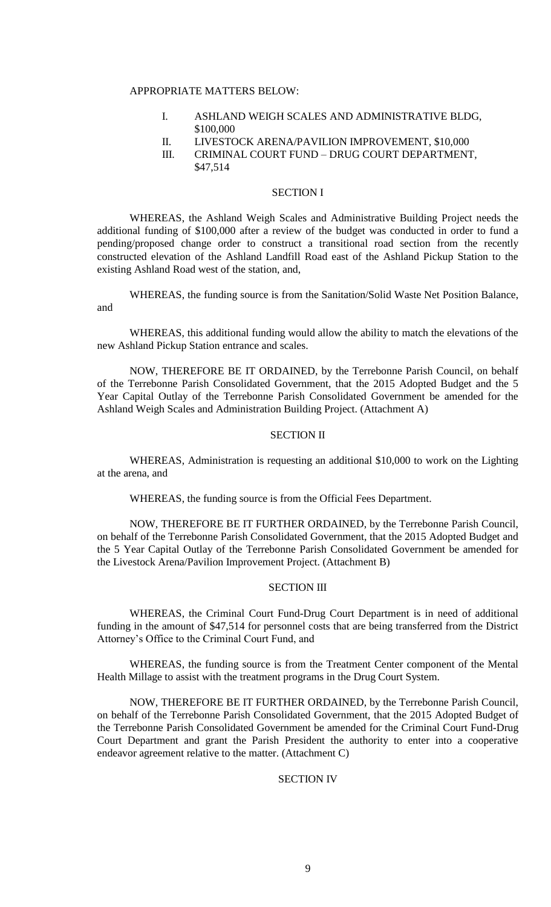APPROPRIATE MATTERS BELOW:

I. ASHLAND WEIGH SCALES AND ADMINISTRATIVE BLDG, $100,000

II. LIVESTOCK ARENA/PAVILION IMPROVEMENT, $10,000

III. CRIMINAL COURT FUND – DRUG COURT DEPARTMENT, $47,514

SECTION I

WHEREAS, the Ashland Weigh Scales and Administrative Building Project needs the additional funding of $100,000 after a review of the budget was conducted in order to fund a pending/proposed change order to construct a transitional road section from the recently constructed elevation of the Ashland Landfill Road east of the Ashland Pickup Station to the existing Ashland Road west of the station, and,

WHEREAS, the funding source is from the Sanitation/Solid Waste Net Position Balance, and

WHEREAS, this additional funding would allow the ability to match the elevations of the new Ashland Pickup Station entrance and scales.

NOW, THEREFORE BE IT ORDAINED, by the Terrebonne Parish Council, on behalf of the Terrebonne Parish Consolidated Government, that the 2015 Adopted Budget and the 5 Year Capital Outlay of the Terrebonne Parish Consolidated Government be amended for the Ashland Weigh Scales and Administration Building Project. (Attachment A)

SECTION II

WHEREAS, Administration is requesting an additional $10,000 to work on the Lighting at the arena, and

WHEREAS, the funding source is from the Official Fees Department.

NOW, THEREFORE BE IT FURTHER ORDAINED, by the Terrebonne Parish Council, on behalf of the Terrebonne Parish Consolidated Government, that the 2015 Adopted Budget and the 5 Year Capital Outlay of the Terrebonne Parish Consolidated Government be amended for the Livestock Arena/Pavilion Improvement Project. (Attachment B)

SECTION III

WHEREAS, the Criminal Court Fund-Drug Court Department is in need of additional funding in the amount of $47,514 for personnel costs that are being transferred from the District Attorney's Office to the Criminal Court Fund, and

WHEREAS, the funding source is from the Treatment Center component of the Mental Health Millage to assist with the treatment programs in the Drug Court System.

NOW, THEREFORE BE IT FURTHER ORDAINED, by the Terrebonne Parish Council, on behalf of the Terrebonne Parish Consolidated Government, that the 2015 Adopted Budget of the Terrebonne Parish Consolidated Government be amended for the Criminal Court Fund-Drug Court Department and grant the Parish President the authority to enter into a cooperative endeavor agreement relative to the matter. (Attachment C)

SECTION IV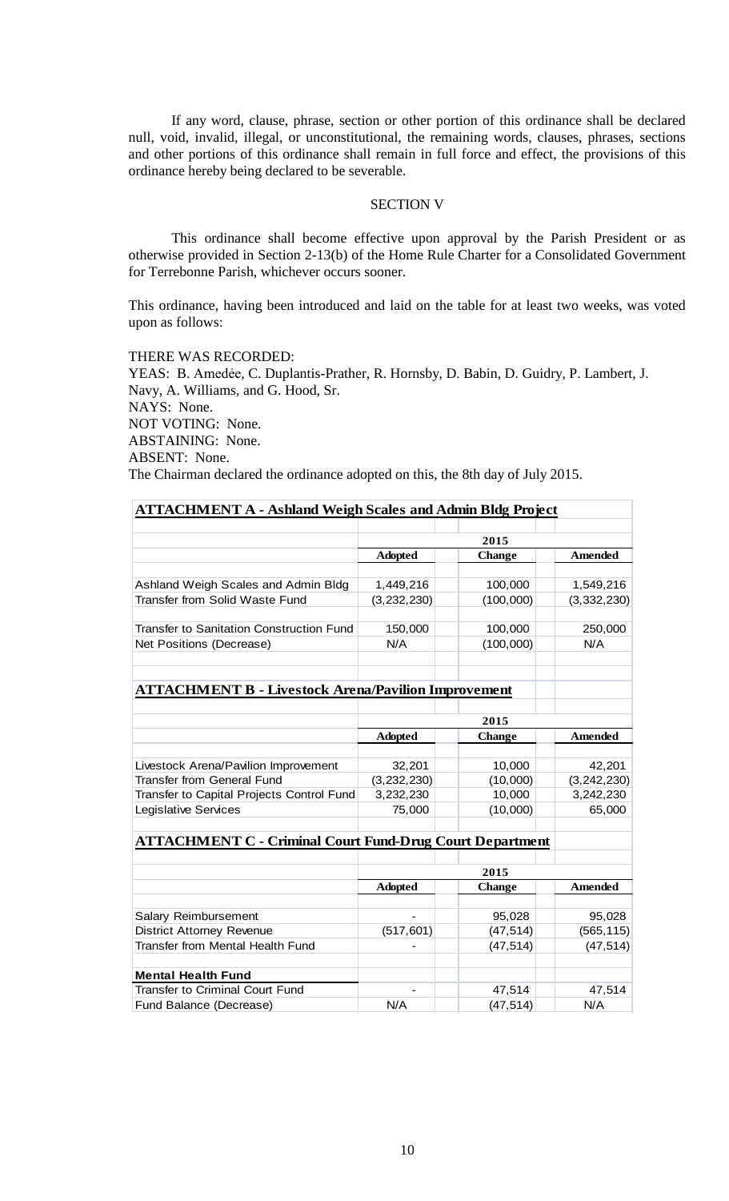If any word, clause, phrase, section or other portion of this ordinance shall be declared null, void, invalid, illegal, or unconstitutional, the remaining words, clauses, phrases, sections and other portions of this ordinance shall remain in full force and effect, the provisions of this ordinance hereby being declared to be severable.

SECTION V

This ordinance shall become effective upon approval by the Parish President or as otherwise provided in Section 2-13(b) of the Home Rule Charter for a Consolidated Government for Terrebonne Parish, whichever occurs sooner.

This ordinance, having been introduced and laid on the table for at least two weeks, was voted upon as follows:

THERE WAS RECORDED:
YEAS: B. Amedée, C. Duplantis-Prather, R. Hornsby, D. Babin, D. Guidry, P. Lambert, J. Navy, A. Williams, and G. Hood, Sr.
NAYS: None.
NOT VOTING: None.
ABSTAINING: None.
ABSENT: None.
The Chairman declared the ordinance adopted on this, the 8th day of July 2015.

**ATTACHMENT A - Ashland Weigh Scales and Admin Bldg Project**

| | 2015 | | |
|---|---|---|---|
| | **Adopted** | **Change** | **Amended** |
| Ashland Weigh Scales and Admin Bldg | 1,449,216 | 100,000 | 1,549,216 |
| Transfer from Solid Waste Fund | (3,232,230) | (100,000) | (3,332,230) |
| Transfer to Sanitation Construction Fund | 150,000 | 100,000 | 250,000 |
| Net Positions (Decrease) | N/A | (100,000) | N/A |

**ATTACHMENT B - Livestock Arena/Pavilion Improvement**

| | 2015 | | |
|---|---|---|---|
| | **Adopted** | **Change** | **Amended** |
| Livestock Arena/Pavilion Improvement | 32,201 | 10,000 | 42,201 |
| Transfer from General Fund | (3,232,230) | (10,000) | (3,242,230) |
| Transfer to Capital Projects Control Fund | 3,232,230 | 10,000 | 3,242,230 |
| Legislative Services | 75,000 | (10,000) | 65,000 |

**ATTACHMENT C - Criminal Court Fund-Drug Court Department**

| | 2015 | | |
|---|---|---|---|
| | **Adopted** | **Change** | **Amended** |
| Salary Reimbursement | - | 95,028 | 95,028 |
| District Attorney Revenue | (517,601) | (47,514) | (565,115) |
| Transfer from Mental Health Fund | - | (47,514) | (47,514) |
| **Mental Health Fund** | | | |
| Transfer to Criminal Court Fund | - | 47,514 | 47,514 |
| Fund Balance (Decrease) | N/A | (47,514) | N/A |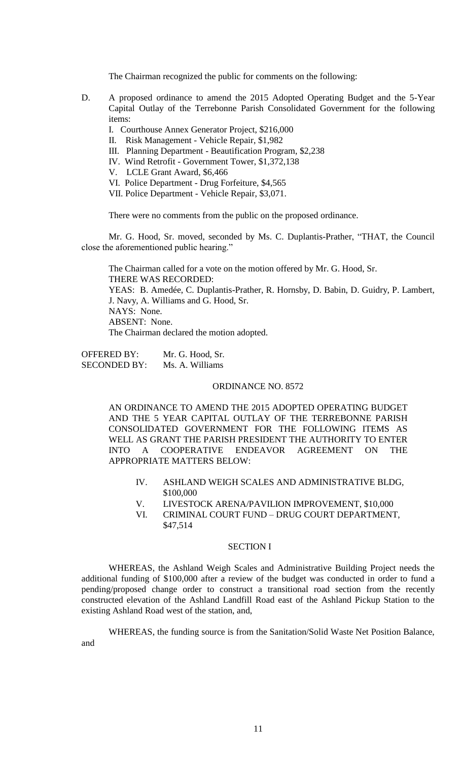The Chairman recognized the public for comments on the following:

D. A proposed ordinance to amend the 2015 Adopted Operating Budget and the 5-Year Capital Outlay of the Terrebonne Parish Consolidated Government for the following items:
   I. Courthouse Annex Generator Project, $216,000
   II. Risk Management - Vehicle Repair, $1,982
   III. Planning Department - Beautification Program, $2,238
   IV. Wind Retrofit - Government Tower, $1,372,138
   V. LCLE Grant Award, $6,466
   VI. Police Department - Drug Forfeiture, $4,565
   VII. Police Department - Vehicle Repair, $3,071.

There were no comments from the public on the proposed ordinance.

Mr. G. Hood, Sr. moved, seconded by Ms. C. Duplantis-Prather, "THAT, the Council close the aforementioned public hearing."

The Chairman called for a vote on the motion offered by Mr. G. Hood, Sr.
THERE WAS RECORDED:
YEAS: B. Amedée, C. Duplantis-Prather, R. Hornsby, D. Babin, D. Guidry, P. Lambert, J. Navy, A. Williams and G. Hood, Sr.
NAYS: None.
ABSENT: None.
The Chairman declared the motion adopted.

OFFERED BY: Mr. G. Hood, Sr.
SECONDED BY: Ms. A. Williams

ORDINANCE NO. 8572

AN ORDINANCE TO AMEND THE 2015 ADOPTED OPERATING BUDGET AND THE 5 YEAR CAPITAL OUTLAY OF THE TERREBONNE PARISH CONSOLIDATED GOVERNMENT FOR THE FOLLOWING ITEMS AS WELL AS GRANT THE PARISH PRESIDENT THE AUTHORITY TO ENTER INTO A COOPERATIVE ENDEAVOR AGREEMENT ON THE APPROPRIATE MATTERS BELOW:

IV. ASHLAND WEIGH SCALES AND ADMINISTRATIVE BLDG, $100,000
V. LIVESTOCK ARENA/PAVILION IMPROVEMENT, $10,000
VI. CRIMINAL COURT FUND – DRUG COURT DEPARTMENT, $47,514

SECTION I

WHEREAS, the Ashland Weigh Scales and Administrative Building Project needs the additional funding of $100,000 after a review of the budget was conducted in order to fund a pending/proposed change order to construct a transitional road section from the recently constructed elevation of the Ashland Landfill Road east of the Ashland Pickup Station to the existing Ashland Road west of the station, and,

WHEREAS, the funding source is from the Sanitation/Solid Waste Net Position Balance, and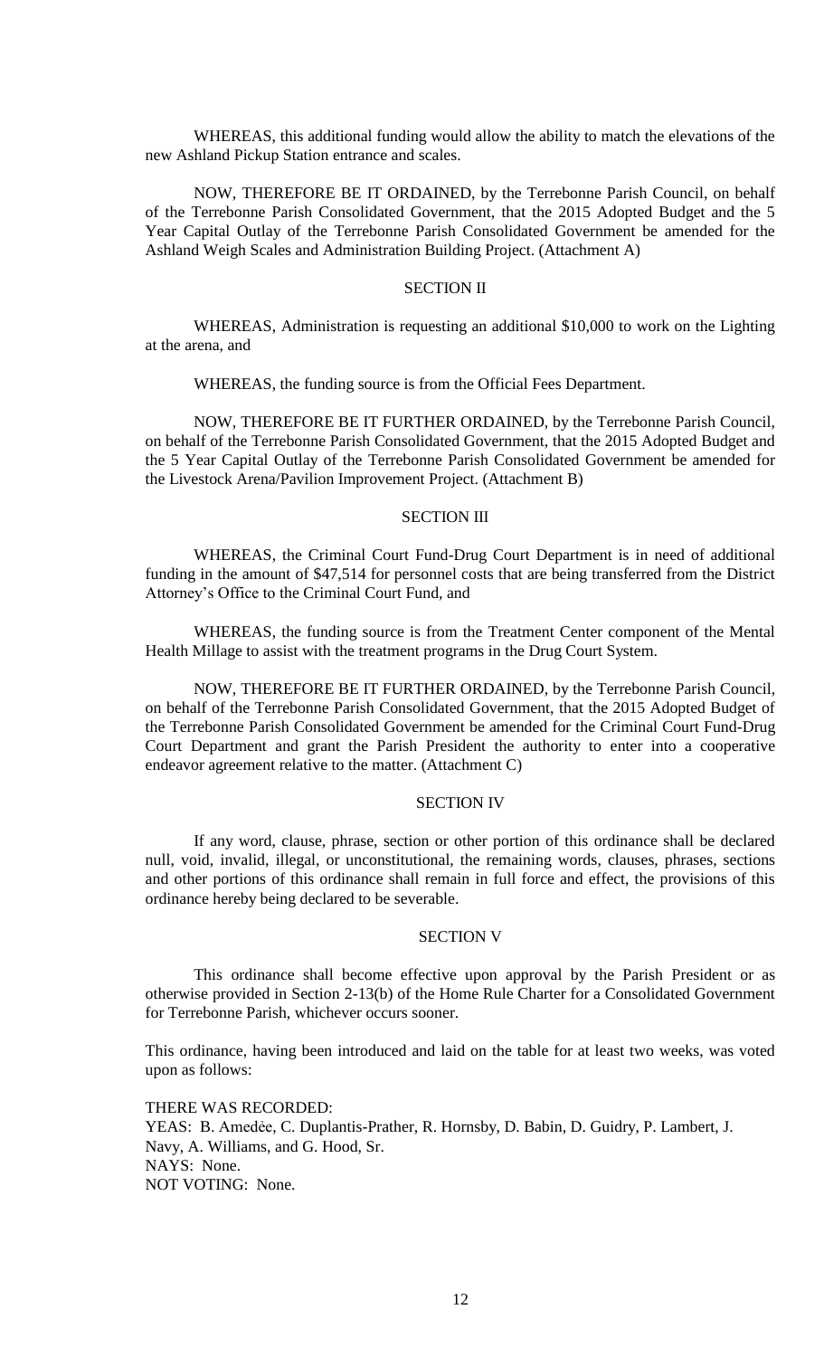WHEREAS, this additional funding would allow the ability to match the elevations of the new Ashland Pickup Station entrance and scales.

NOW, THEREFORE BE IT ORDAINED, by the Terrebonne Parish Council, on behalf of the Terrebonne Parish Consolidated Government, that the 2015 Adopted Budget and the 5 Year Capital Outlay of the Terrebonne Parish Consolidated Government be amended for the Ashland Weigh Scales and Administration Building Project. (Attachment A)

SECTION II

WHEREAS, Administration is requesting an additional $10,000 to work on the Lighting at the arena, and

WHEREAS, the funding source is from the Official Fees Department.

NOW, THEREFORE BE IT FURTHER ORDAINED, by the Terrebonne Parish Council, on behalf of the Terrebonne Parish Consolidated Government, that the 2015 Adopted Budget and the 5 Year Capital Outlay of the Terrebonne Parish Consolidated Government be amended for the Livestock Arena/Pavilion Improvement Project. (Attachment B)

SECTION III

WHEREAS, the Criminal Court Fund-Drug Court Department is in need of additional funding in the amount of $47,514 for personnel costs that are being transferred from the District Attorney's Office to the Criminal Court Fund, and

WHEREAS, the funding source is from the Treatment Center component of the Mental Health Millage to assist with the treatment programs in the Drug Court System.

NOW, THEREFORE BE IT FURTHER ORDAINED, by the Terrebonne Parish Council, on behalf of the Terrebonne Parish Consolidated Government, that the 2015 Adopted Budget of the Terrebonne Parish Consolidated Government be amended for the Criminal Court Fund-Drug Court Department and grant the Parish President the authority to enter into a cooperative endeavor agreement relative to the matter. (Attachment C)

SECTION IV

If any word, clause, phrase, section or other portion of this ordinance shall be declared null, void, invalid, illegal, or unconstitutional, the remaining words, clauses, phrases, sections and other portions of this ordinance shall remain in full force and effect, the provisions of this ordinance hereby being declared to be severable.

SECTION V

This ordinance shall become effective upon approval by the Parish President or as otherwise provided in Section 2-13(b) of the Home Rule Charter for a Consolidated Government for Terrebonne Parish, whichever occurs sooner.

This ordinance, having been introduced and laid on the table for at least two weeks, was voted upon as follows:

THERE WAS RECORDED:
YEAS: B. Amedée, C. Duplantis-Prather, R. Hornsby, D. Babin, D. Guidry, P. Lambert, J. Navy, A. Williams, and G. Hood, Sr.
NAYS: None.
NOT VOTING: None.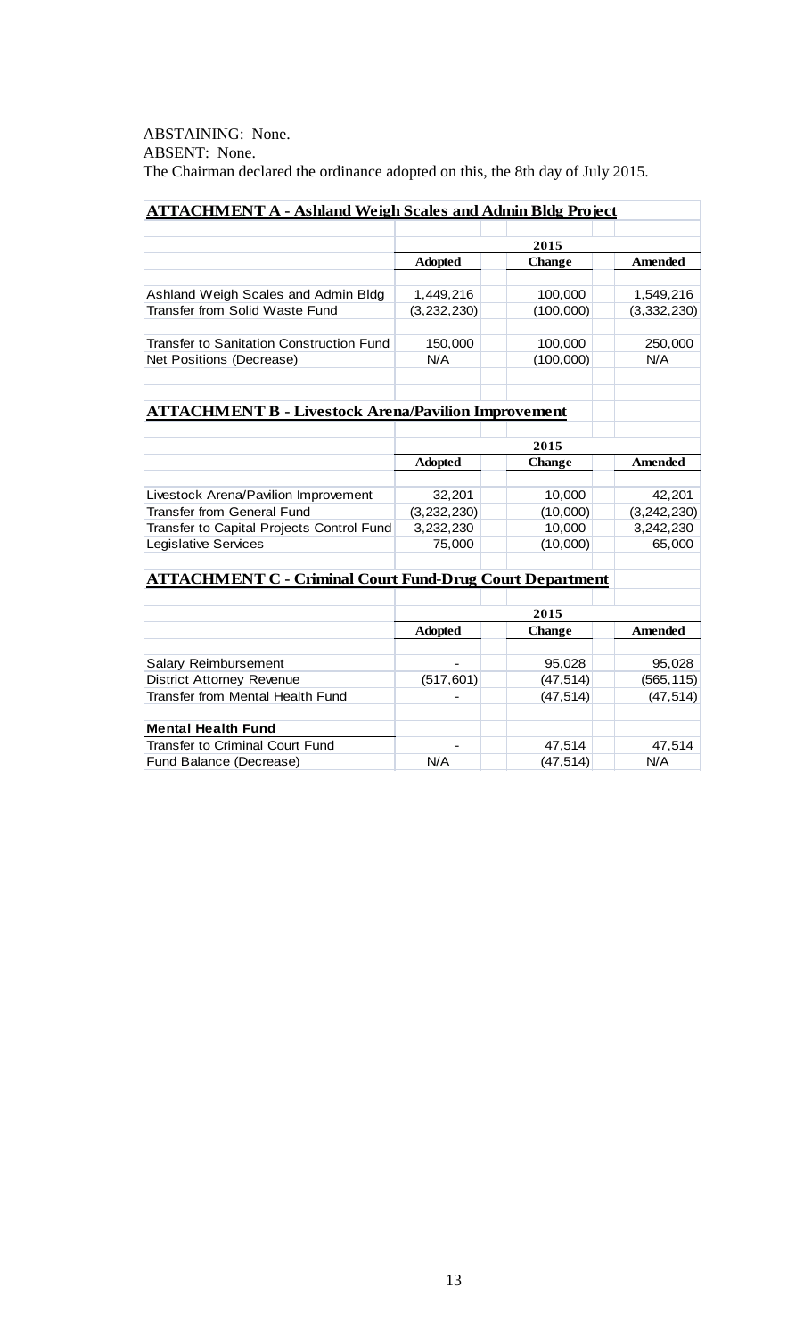ABSTAINING: None.
ABSENT: None.
The Chairman declared the ordinance adopted on this, the 8th day of July 2015.

**ATTACHMENT A - Ashland Weigh Scales and Admin Bldg Project**

| | 2015 | | |
|---|---|---|---|
| | **Adopted** | **Change** | **Amended** |
| Ashland Weigh Scales and Admin Bldg | 1,449,216 | 100,000 | 1,549,216 |
| Transfer from Solid Waste Fund | (3,232,230) | (100,000) | (3,332,230) |
| Transfer to Sanitation Construction Fund | 150,000 | 100,000 | 250,000 |
| Net Positions (Decrease) | N/A | (100,000) | N/A |

**ATTACHMENT B - Livestock Arena/Pavilion Improvement**

| | 2015 | | |
|---|---|---|---|
| | **Adopted** | **Change** | **Amended** |
| Livestock Arena/Pavilion Improvement | 32,201 | 10,000 | 42,201 |
| Transfer from General Fund | (3,232,230) | (10,000) | (3,242,230) |
| Transfer to Capital Projects Control Fund | 3,232,230 | 10,000 | 3,242,230 |
| Legislative Services | 75,000 | (10,000) | 65,000 |

**ATTACHMENT C - Criminal Court Fund-Drug Court Department**

| | 2015 | | |
|---|---|---|---|
| | **Adopted** | **Change** | **Amended** |
| Salary Reimbursement | - | 95,028 | 95,028 |
| District Attorney Revenue | (517,601) | (47,514) | (565,115) |
| Transfer from Mental Health Fund | - | (47,514) | (47,514) |
| **Mental Health Fund** | | | |
| Transfer to Criminal Court Fund | - | 47,514 | 47,514 |
| Fund Balance (Decrease) | N/A | (47,514) | N/A |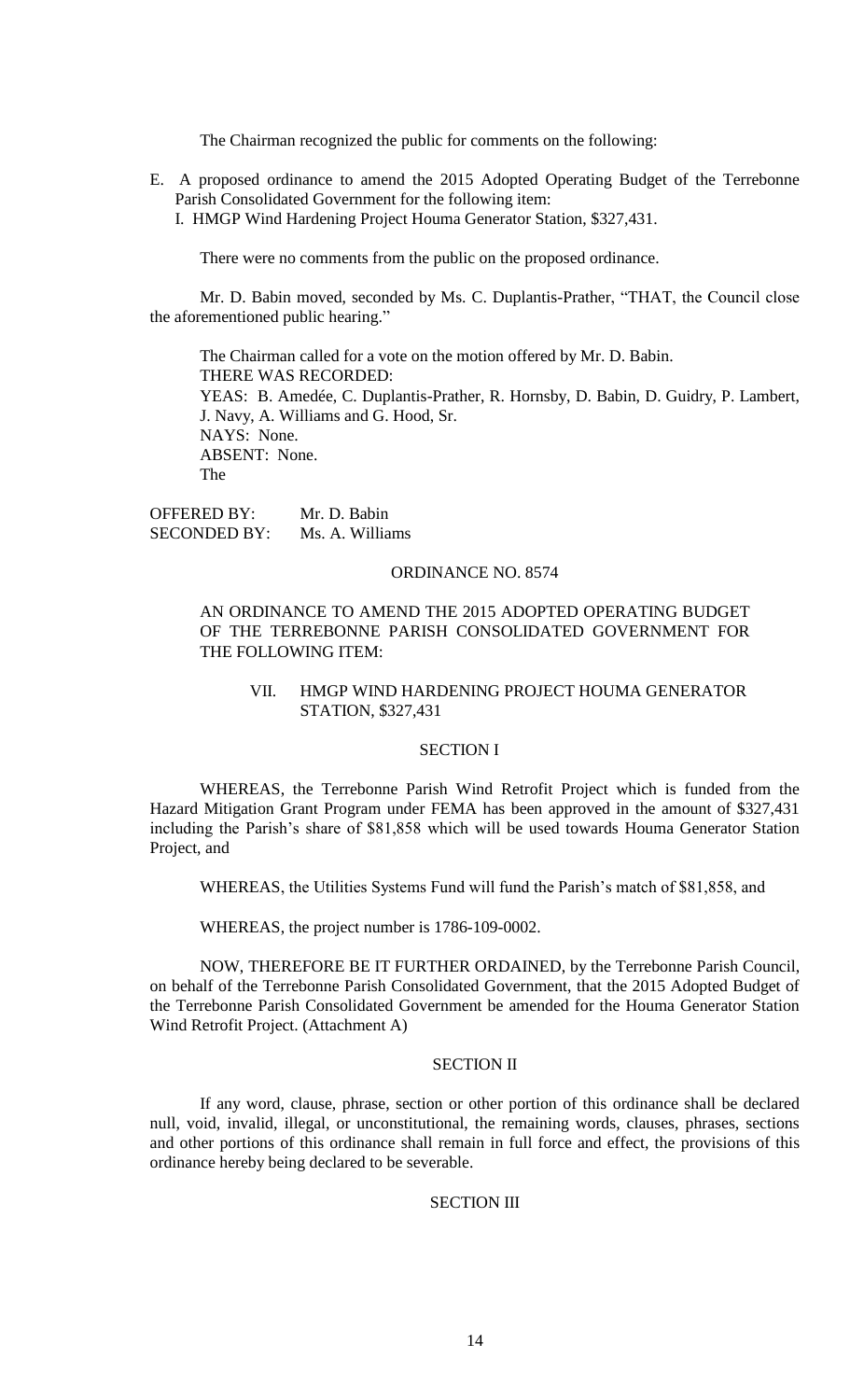The Chairman recognized the public for comments on the following:

E. A proposed ordinance to amend the 2015 Adopted Operating Budget of the Terrebonne Parish Consolidated Government for the following item:
   I. HMGP Wind Hardening Project Houma Generator Station, $327,431.

There were no comments from the public on the proposed ordinance.

Mr. D. Babin moved, seconded by Ms. C. Duplantis-Prather, "THAT, the Council close the aforementioned public hearing."

The Chairman called for a vote on the motion offered by Mr. D. Babin.
THERE WAS RECORDED:
YEAS: B. Amedée, C. Duplantis-Prather, R. Hornsby, D. Babin, D. Guidry, P. Lambert, J. Navy, A. Williams and G. Hood, Sr.
NAYS: None.
ABSENT: None.
The

OFFERED BY: Mr. D. Babin
SECONDED BY: Ms. A. Williams

ORDINANCE NO. 8574

AN ORDINANCE TO AMEND THE 2015 ADOPTED OPERATING BUDGET OF THE TERREBONNE PARISH CONSOLIDATED GOVERNMENT FOR THE FOLLOWING ITEM:

VII. HMGP WIND HARDENING PROJECT HOUMA GENERATOR STATION, $327,431

SECTION I

WHEREAS, the Terrebonne Parish Wind Retrofit Project which is funded from the Hazard Mitigation Grant Program under FEMA has been approved in the amount of $327,431 including the Parish's share of $81,858 which will be used towards Houma Generator Station Project, and

WHEREAS, the Utilities Systems Fund will fund the Parish's match of $81,858, and

WHEREAS, the project number is 1786-109-0002.

NOW, THEREFORE BE IT FURTHER ORDAINED, by the Terrebonne Parish Council, on behalf of the Terrebonne Parish Consolidated Government, that the 2015 Adopted Budget of the Terrebonne Parish Consolidated Government be amended for the Houma Generator Station Wind Retrofit Project. (Attachment A)

SECTION II

If any word, clause, phrase, section or other portion of this ordinance shall be declared null, void, invalid, illegal, or unconstitutional, the remaining words, clauses, phrases, sections and other portions of this ordinance shall remain in full force and effect, the provisions of this ordinance hereby being declared to be severable.

SECTION III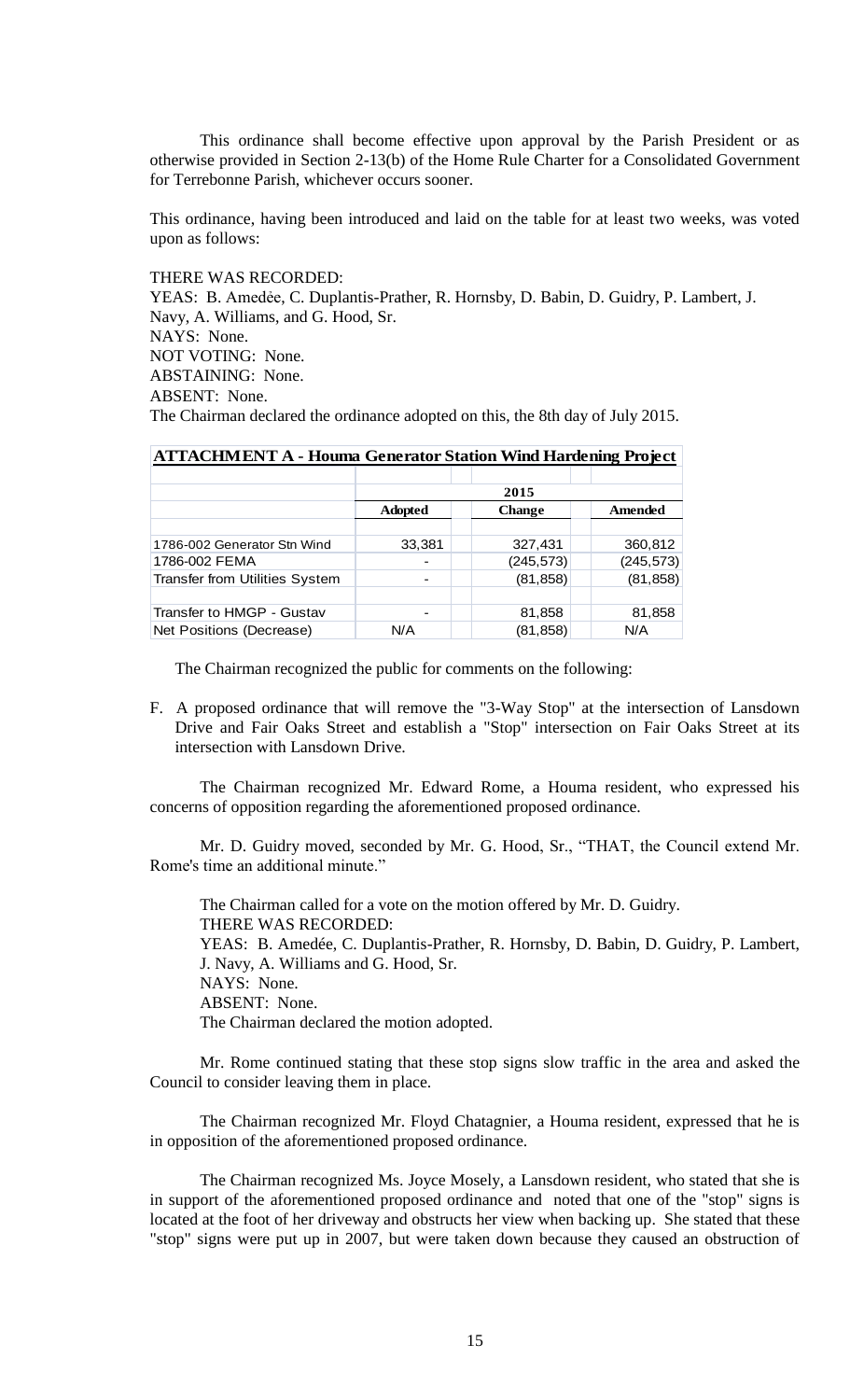This ordinance shall become effective upon approval by the Parish President or as otherwise provided in Section 2-13(b) of the Home Rule Charter for a Consolidated Government for Terrebonne Parish, whichever occurs sooner.

This ordinance, having been introduced and laid on the table for at least two weeks, was voted upon as follows:

THERE WAS RECORDED:
YEAS: B. Amedèe, C. Duplantis-Prather, R. Hornsby, D. Babin, D. Guidry, P. Lambert, J. Navy, A. Williams, and G. Hood, Sr.
NAYS: None.
NOT VOTING: None.
ABSTAINING: None.
ABSENT: None.
The Chairman declared the ordinance adopted on this, the 8th day of July 2015.

**ATTACHMENT A - Houma Generator Station Wind Hardening Project**

| | 2015 | | |
|---|---|---|---|
| | **Adopted** | **Change** | **Amended** |
| 1786-002 Generator Stn Wind | 33,381 | 327,431 | 360,812 |
| 1786-002 FEMA | - | (245,573) | (245,573) |
| Transfer from Utilities System | - | (81,858) | (81,858) |
| Transfer to HMGP - Gustav | - | 81,858 | 81,858 |
| Net Positions (Decrease) | N/A | (81,858) | N/A |

The Chairman recognized the public for comments on the following:

F. A proposed ordinance that will remove the "3-Way Stop" at the intersection of Lansdown Drive and Fair Oaks Street and establish a "Stop" intersection on Fair Oaks Street at its intersection with Lansdown Drive.

The Chairman recognized Mr. Edward Rome, a Houma resident, who expressed his concerns of opposition regarding the aforementioned proposed ordinance.

Mr. D. Guidry moved, seconded by Mr. G. Hood, Sr., "THAT, the Council extend Mr. Rome's time an additional minute."

The Chairman called for a vote on the motion offered by Mr. D. Guidry.
THERE WAS RECORDED:
YEAS: B. Amedée, C. Duplantis-Prather, R. Hornsby, D. Babin, D. Guidry, P. Lambert, J. Navy, A. Williams and G. Hood, Sr.
NAYS: None.
ABSENT: None.
The Chairman declared the motion adopted.

Mr. Rome continued stating that these stop signs slow traffic in the area and asked the Council to consider leaving them in place.

The Chairman recognized Mr. Floyd Chatagnier, a Houma resident, expressed that he is in opposition of the aforementioned proposed ordinance.

The Chairman recognized Ms. Joyce Mosely, a Lansdown resident, who stated that she is in support of the aforementioned proposed ordinance and noted that one of the "stop" signs is located at the foot of her driveway and obstructs her view when backing up. She stated that these "stop" signs were put up in 2007, but were taken down because they caused an obstruction of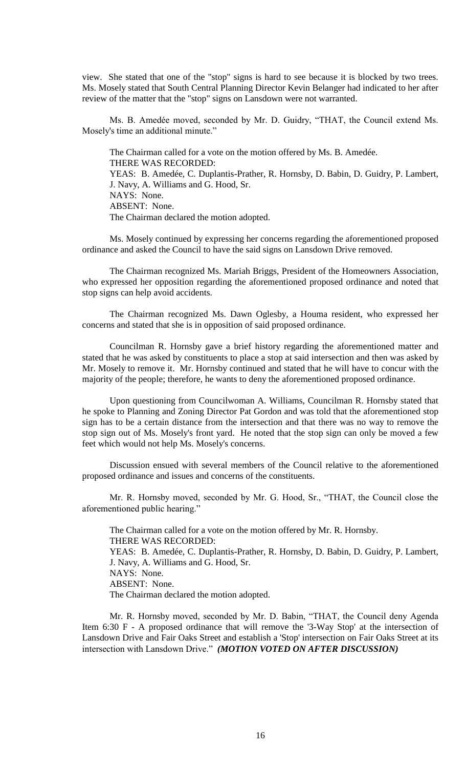view. She stated that one of the "stop" signs is hard to see because it is blocked by two trees. Ms. Mosely stated that South Central Planning Director Kevin Belanger had indicated to her after review of the matter that the "stop" signs on Lansdown were not warranted.

Ms. B. Amedée moved, seconded by Mr. D. Guidry, "THAT, the Council extend Ms. Mosely's time an additional minute."

The Chairman called for a vote on the motion offered by Ms. B. Amedée.
THERE WAS RECORDED:
YEAS: B. Amedée, C. Duplantis-Prather, R. Hornsby, D. Babin, D. Guidry, P. Lambert, J. Navy, A. Williams and G. Hood, Sr.
NAYS: None.
ABSENT: None.
The Chairman declared the motion adopted.

Ms. Mosely continued by expressing her concerns regarding the aforementioned proposed ordinance and asked the Council to have the said signs on Lansdown Drive removed.

The Chairman recognized Ms. Mariah Briggs, President of the Homeowners Association, who expressed her opposition regarding the aforementioned proposed ordinance and noted that stop signs can help avoid accidents.

The Chairman recognized Ms. Dawn Oglesby, a Houma resident, who expressed her concerns and stated that she is in opposition of said proposed ordinance.

Councilman R. Hornsby gave a brief history regarding the aforementioned matter and stated that he was asked by constituents to place a stop at said intersection and then was asked by Mr. Mosely to remove it. Mr. Hornsby continued and stated that he will have to concur with the majority of the people; therefore, he wants to deny the aforementioned proposed ordinance.

Upon questioning from Councilwoman A. Williams, Councilman R. Hornsby stated that he spoke to Planning and Zoning Director Pat Gordon and was told that the aforementioned stop sign has to be a certain distance from the intersection and that there was no way to remove the stop sign out of Ms. Mosely's front yard. He noted that the stop sign can only be moved a few feet which would not help Ms. Mosely's concerns.

Discussion ensued with several members of the Council relative to the aforementioned proposed ordinance and issues and concerns of the constituents.

Mr. R. Hornsby moved, seconded by Mr. G. Hood, Sr., "THAT, the Council close the aforementioned public hearing."

The Chairman called for a vote on the motion offered by Mr. R. Hornsby.
THERE WAS RECORDED:
YEAS: B. Amedée, C. Duplantis-Prather, R. Hornsby, D. Babin, D. Guidry, P. Lambert, J. Navy, A. Williams and G. Hood, Sr.
NAYS: None.
ABSENT: None.
The Chairman declared the motion adopted.

Mr. R. Hornsby moved, seconded by Mr. D. Babin, "THAT, the Council deny Agenda Item 6:30 F - A proposed ordinance that will remove the '3-Way Stop' at the intersection of Lansdown Drive and Fair Oaks Street and establish a 'Stop' intersection on Fair Oaks Street at its intersection with Lansdown Drive." ***(MOTION VOTED ON AFTER DISCUSSION)***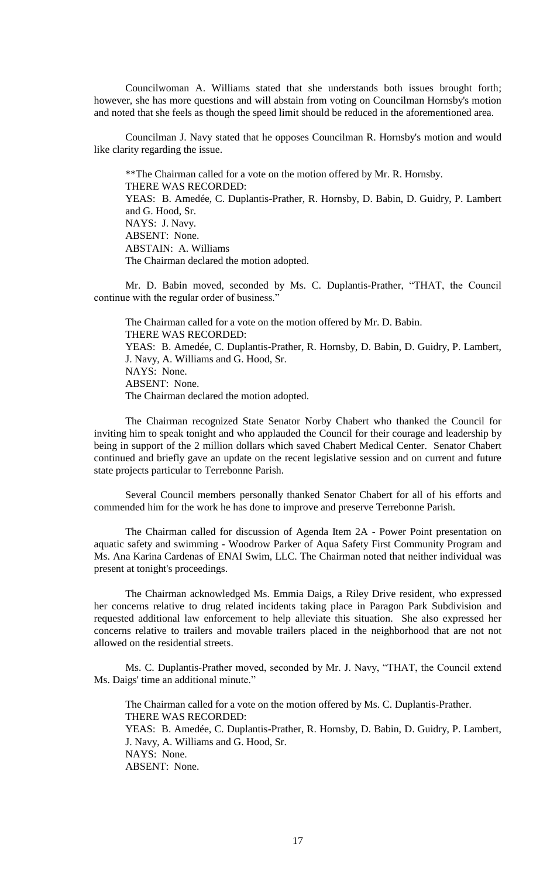Councilwoman A. Williams stated that she understands both issues brought forth; however, she has more questions and will abstain from voting on Councilman Hornsby's motion and noted that she feels as though the speed limit should be reduced in the aforementioned area.

Councilman J. Navy stated that he opposes Councilman R. Hornsby's motion and would like clarity regarding the issue.

**The Chairman called for a vote on the motion offered by Mr. R. Hornsby.
THERE WAS RECORDED:
YEAS: B. Amedée, C. Duplantis-Prather, R. Hornsby, D. Babin, D. Guidry, P. Lambert and G. Hood, Sr.
NAYS: J. Navy.
ABSENT: None.
ABSTAIN: A. Williams
The Chairman declared the motion adopted.

Mr. D. Babin moved, seconded by Ms. C. Duplantis-Prather, "THAT, the Council continue with the regular order of business."

The Chairman called for a vote on the motion offered by Mr. D. Babin.
THERE WAS RECORDED:
YEAS: B. Amedée, C. Duplantis-Prather, R. Hornsby, D. Babin, D. Guidry, P. Lambert, J. Navy, A. Williams and G. Hood, Sr.
NAYS: None.
ABSENT: None.
The Chairman declared the motion adopted.

The Chairman recognized State Senator Norby Chabert who thanked the Council for inviting him to speak tonight and who applauded the Council for their courage and leadership by being in support of the 2 million dollars which saved Chabert Medical Center. Senator Chabert continued and briefly gave an update on the recent legislative session and on current and future state projects particular to Terrebonne Parish.

Several Council members personally thanked Senator Chabert for all of his efforts and commended him for the work he has done to improve and preserve Terrebonne Parish.

The Chairman called for discussion of Agenda Item 2A - Power Point presentation on aquatic safety and swimming - Woodrow Parker of Aqua Safety First Community Program and Ms. Ana Karina Cardenas of ENAI Swim, LLC. The Chairman noted that neither individual was present at tonight's proceedings.

The Chairman acknowledged Ms. Emmia Daigs, a Riley Drive resident, who expressed her concerns relative to drug related incidents taking place in Paragon Park Subdivision and requested additional law enforcement to help alleviate this situation. She also expressed her concerns relative to trailers and movable trailers placed in the neighborhood that are not not allowed on the residential streets.

Ms. C. Duplantis-Prather moved, seconded by Mr. J. Navy, "THAT, the Council extend Ms. Daigs' time an additional minute."

The Chairman called for a vote on the motion offered by Ms. C. Duplantis-Prather.
THERE WAS RECORDED:
YEAS: B. Amedée, C. Duplantis-Prather, R. Hornsby, D. Babin, D. Guidry, P. Lambert, J. Navy, A. Williams and G. Hood, Sr.
NAYS: None.
ABSENT: None.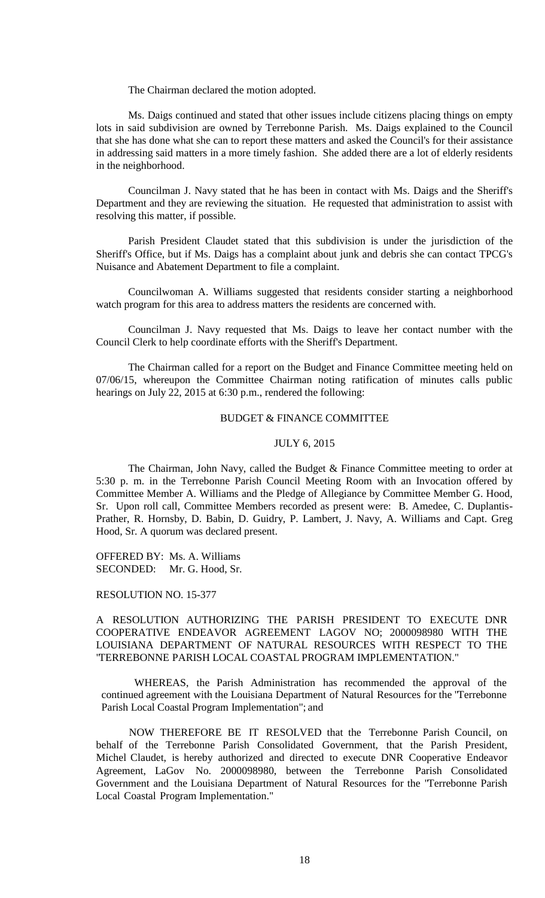The Chairman declared the motion adopted.

Ms. Daigs continued and stated that other issues include citizens placing things on empty lots in said subdivision are owned by Terrebonne Parish. Ms. Daigs explained to the Council that she has done what she can to report these matters and asked the Council's for their assistance in addressing said matters in a more timely fashion. She added there are a lot of elderly residents in the neighborhood.

Councilman J. Navy stated that he has been in contact with Ms. Daigs and the Sheriff's Department and they are reviewing the situation. He requested that administration to assist with resolving this matter, if possible.

Parish President Claudet stated that this subdivision is under the jurisdiction of the Sheriff's Office, but if Ms. Daigs has a complaint about junk and debris she can contact TPCG's Nuisance and Abatement Department to file a complaint.

Councilwoman A. Williams suggested that residents consider starting a neighborhood watch program for this area to address matters the residents are concerned with.

Councilman J. Navy requested that Ms. Daigs to leave her contact number with the Council Clerk to help coordinate efforts with the Sheriff's Department.

The Chairman called for a report on the Budget and Finance Committee meeting held on 07/06/15, whereupon the Committee Chairman noting ratification of minutes calls public hearings on July 22, 2015 at 6:30 p.m., rendered the following:

BUDGET & FINANCE COMMITTEE

JULY 6, 2015

The Chairman, John Navy, called the Budget & Finance Committee meeting to order at 5:30 p. m. in the Terrebonne Parish Council Meeting Room with an Invocation offered by Committee Member A. Williams and the Pledge of Allegiance by Committee Member G. Hood, Sr. Upon roll call, Committee Members recorded as present were: B. Amedee, C. Duplantis-Prather, R. Hornsby, D. Babin, D. Guidry, P. Lambert, J. Navy, A. Williams and Capt. Greg Hood, Sr. A quorum was declared present.

OFFERED BY: Ms. A. Williams
SECONDED: Mr. G. Hood, Sr.

RESOLUTION NO. 15-377

A RESOLUTION AUTHORIZING THE PARISH PRESIDENT TO EXECUTE DNR COOPERATIVE ENDEAVOR AGREEMENT LAGOV NO; 2000098980 WITH THE LOUISIANA DEPARTMENT OF NATURAL RESOURCES WITH RESPECT TO THE "TERREBONNE PARISH LOCAL COASTAL PROGRAM IMPLEMENTATION."

WHEREAS, the Parish Administration has recommended the approval of the continued agreement with the Louisiana Department of Natural Resources for the "Terrebonne Parish Local Coastal Program Implementation"; and

NOW THEREFORE BE IT RESOLVED that the Terrebonne Parish Council, on behalf of the Terrebonne Parish Consolidated Government, that the Parish President, Michel Claudet, is hereby authorized and directed to execute DNR Cooperative Endeavor Agreement, LaGov No. 2000098980, between the Terrebonne Parish Consolidated Government and the Louisiana Department of Natural Resources for the "Terrebonne Parish Local Coastal Program Implementation."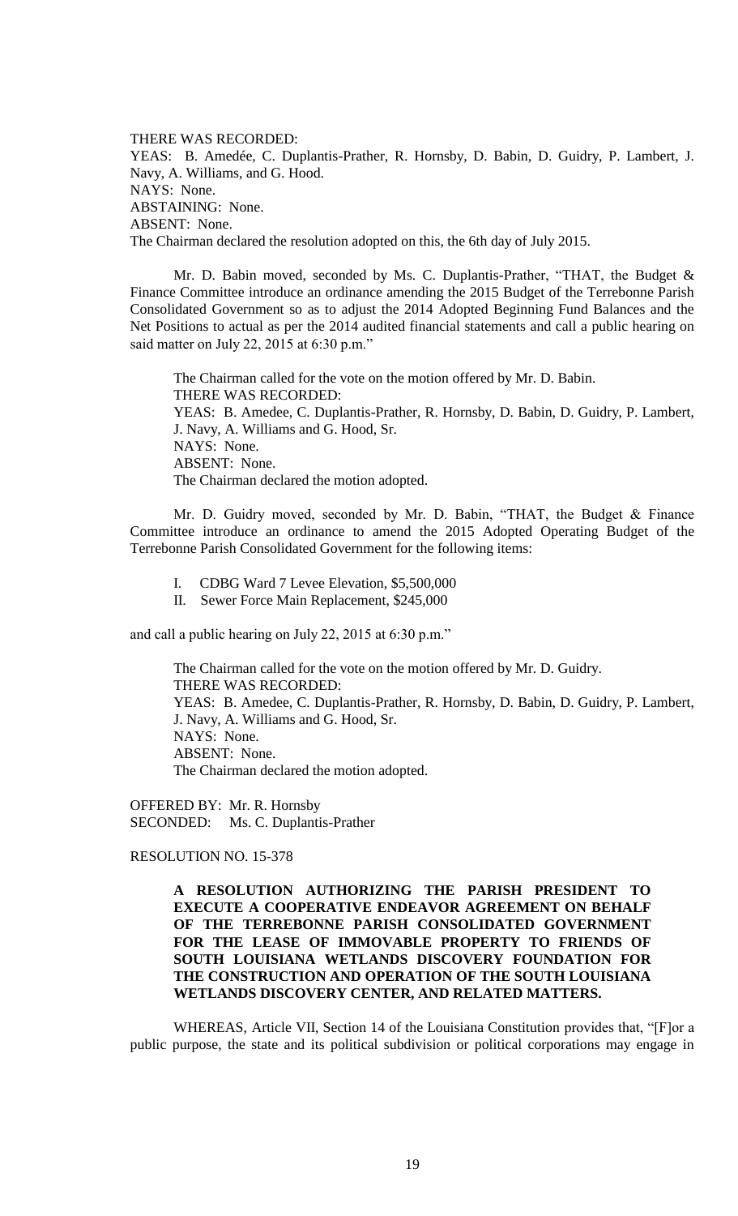THERE WAS RECORDED:
YEAS: B. Amedée, C. Duplantis-Prather, R. Hornsby, D. Babin, D. Guidry, P. Lambert, J. Navy, A. Williams, and G. Hood.
NAYS: None.
ABSTAINING: None.
ABSENT: None.
The Chairman declared the resolution adopted on this, the 6th day of July 2015.

Mr. D. Babin moved, seconded by Ms. C. Duplantis-Prather, "THAT, the Budget & Finance Committee introduce an ordinance amending the 2015 Budget of the Terrebonne Parish Consolidated Government so as to adjust the 2014 Adopted Beginning Fund Balances and the Net Positions to actual as per the 2014 audited financial statements and call a public hearing on said matter on July 22, 2015 at 6:30 p.m."

The Chairman called for the vote on the motion offered by Mr. D. Babin.
THERE WAS RECORDED:
YEAS: B. Amedee, C. Duplantis-Prather, R. Hornsby, D. Babin, D. Guidry, P. Lambert, J. Navy, A. Williams and G. Hood, Sr.
NAYS: None.
ABSENT: None.
The Chairman declared the motion adopted.

Mr. D. Guidry moved, seconded by Mr. D. Babin, "THAT, the Budget & Finance Committee introduce an ordinance to amend the 2015 Adopted Operating Budget of the Terrebonne Parish Consolidated Government for the following items:

I. CDBG Ward 7 Levee Elevation, $5,500,000
II. Sewer Force Main Replacement, $245,000

and call a public hearing on July 22, 2015 at 6:30 p.m."

The Chairman called for the vote on the motion offered by Mr. D. Guidry.
THERE WAS RECORDED:
YEAS: B. Amedee, C. Duplantis-Prather, R. Hornsby, D. Babin, D. Guidry, P. Lambert, J. Navy, A. Williams and G. Hood, Sr.
NAYS: None.
ABSENT: None.
The Chairman declared the motion adopted.

OFFERED BY: Mr. R. Hornsby
SECONDED: Ms. C. Duplantis-Prather

RESOLUTION NO. 15-378

**A RESOLUTION AUTHORIZING THE PARISH PRESIDENT TO EXECUTE A COOPERATIVE ENDEAVOR AGREEMENT ON BEHALF OF THE TERREBONNE PARISH CONSOLIDATED GOVERNMENT FOR THE LEASE OF IMMOVABLE PROPERTY TO FRIENDS OF SOUTH LOUISIANA WETLANDS DISCOVERY FOUNDATION FOR THE CONSTRUCTION AND OPERATION OF THE SOUTH LOUISIANA WETLANDS DISCOVERY CENTER, AND RELATED MATTERS.**

WHEREAS, Article VII, Section 14 of the Louisiana Constitution provides that, "[F]or a public purpose, the state and its political subdivision or political corporations may engage in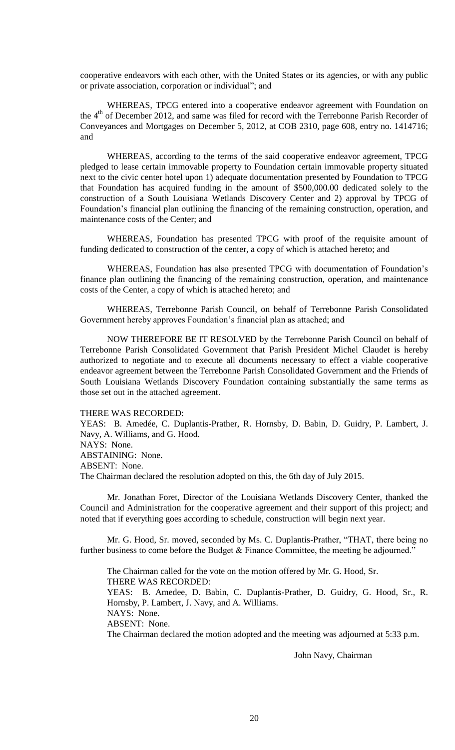cooperative endeavors with each other, with the United States or its agencies, or with any public or private association, corporation or individual"; and

WHEREAS, TPCG entered into a cooperative endeavor agreement with Foundation on the 4th of December 2012, and same was filed for record with the Terrebonne Parish Recorder of Conveyances and Mortgages on December 5, 2012, at COB 2310, page 608, entry no. 1414716; and

WHEREAS, according to the terms of the said cooperative endeavor agreement, TPCG pledged to lease certain immovable property to Foundation certain immovable property situated next to the civic center hotel upon 1) adequate documentation presented by Foundation to TPCG that Foundation has acquired funding in the amount of $500,000.00 dedicated solely to the construction of a South Louisiana Wetlands Discovery Center and 2) approval by TPCG of Foundation's financial plan outlining the financing of the remaining construction, operation, and maintenance costs of the Center; and

WHEREAS, Foundation has presented TPCG with proof of the requisite amount of funding dedicated to construction of the center, a copy of which is attached hereto; and

WHEREAS, Foundation has also presented TPCG with documentation of Foundation's finance plan outlining the financing of the remaining construction, operation, and maintenance costs of the Center, a copy of which is attached hereto; and

WHEREAS, Terrebonne Parish Council, on behalf of Terrebonne Parish Consolidated Government hereby approves Foundation's financial plan as attached; and

NOW THEREFORE BE IT RESOLVED by the Terrebonne Parish Council on behalf of Terrebonne Parish Consolidated Government that Parish President Michel Claudet is hereby authorized to negotiate and to execute all documents necessary to effect a viable cooperative endeavor agreement between the Terrebonne Parish Consolidated Government and the Friends of South Louisiana Wetlands Discovery Foundation containing substantially the same terms as those set out in the attached agreement.

THERE WAS RECORDED:
YEAS: B. Amedée, C. Duplantis-Prather, R. Hornsby, D. Babin, D. Guidry, P. Lambert, J. Navy, A. Williams, and G. Hood.
NAYS: None.
ABSTAINING: None.
ABSENT: None.
The Chairman declared the resolution adopted on this, the 6th day of July 2015.

Mr. Jonathan Foret, Director of the Louisiana Wetlands Discovery Center, thanked the Council and Administration for the cooperative agreement and their support of this project; and noted that if everything goes according to schedule, construction will begin next year.

Mr. G. Hood, Sr. moved, seconded by Ms. C. Duplantis-Prather, "THAT, there being no further business to come before the Budget & Finance Committee, the meeting be adjourned."

The Chairman called for the vote on the motion offered by Mr. G. Hood, Sr.
THERE WAS RECORDED:
YEAS: B. Amedee, D. Babin, C. Duplantis-Prather, D. Guidry, G. Hood, Sr., R. Hornsby, P. Lambert, J. Navy, and A. Williams.
NAYS: None.
ABSENT: None.
The Chairman declared the motion adopted and the meeting was adjourned at 5:33 p.m.

John Navy, Chairman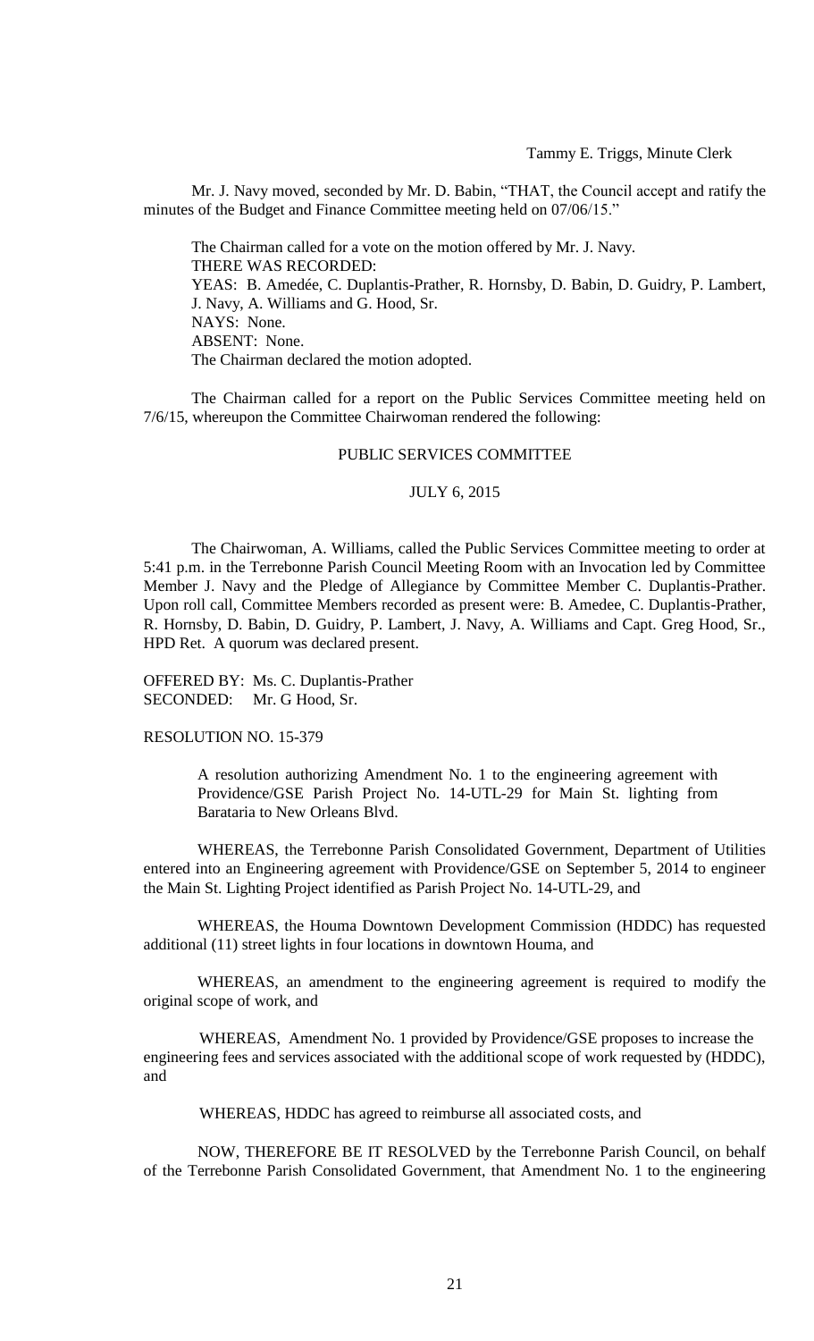Tammy E. Triggs, Minute Clerk

Mr. J. Navy moved, seconded by Mr. D. Babin, "THAT, the Council accept and ratify the minutes of the Budget and Finance Committee meeting held on 07/06/15."

The Chairman called for a vote on the motion offered by Mr. J. Navy.
THERE WAS RECORDED:
YEAS: B. Amedée, C. Duplantis-Prather, R. Hornsby, D. Babin, D. Guidry, P. Lambert, J. Navy, A. Williams and G. Hood, Sr.
NAYS: None.
ABSENT: None.
The Chairman declared the motion adopted.

The Chairman called for a report on the Public Services Committee meeting held on 7/6/15, whereupon the Committee Chairwoman rendered the following:

PUBLIC SERVICES COMMITTEE

JULY 6, 2015

The Chairwoman, A. Williams, called the Public Services Committee meeting to order at 5:41 p.m. in the Terrebonne Parish Council Meeting Room with an Invocation led by Committee Member J. Navy and the Pledge of Allegiance by Committee Member C. Duplantis-Prather. Upon roll call, Committee Members recorded as present were: B. Amedee, C. Duplantis-Prather, R. Hornsby, D. Babin, D. Guidry, P. Lambert, J. Navy, A. Williams and Capt. Greg Hood, Sr., HPD Ret. A quorum was declared present.

OFFERED BY: Ms. C. Duplantis-Prather
SECONDED: Mr. G Hood, Sr.

RESOLUTION NO. 15-379

A resolution authorizing Amendment No. 1 to the engineering agreement with Providence/GSE Parish Project No. 14-UTL-29 for Main St. lighting from Barataria to New Orleans Blvd.

WHEREAS, the Terrebonne Parish Consolidated Government, Department of Utilities entered into an Engineering agreement with Providence/GSE on September 5, 2014 to engineer the Main St. Lighting Project identified as Parish Project No. 14-UTL-29, and

WHEREAS, the Houma Downtown Development Commission (HDDC) has requested additional (11) street lights in four locations in downtown Houma, and

WHEREAS, an amendment to the engineering agreement is required to modify the original scope of work, and

WHEREAS, Amendment No. 1 provided by Providence/GSE proposes to increase the engineering fees and services associated with the additional scope of work requested by (HDDC), and

WHEREAS, HDDC has agreed to reimburse all associated costs, and

NOW, THEREFORE BE IT RESOLVED by the Terrebonne Parish Council, on behalf of the Terrebonne Parish Consolidated Government, that Amendment No. 1 to the engineering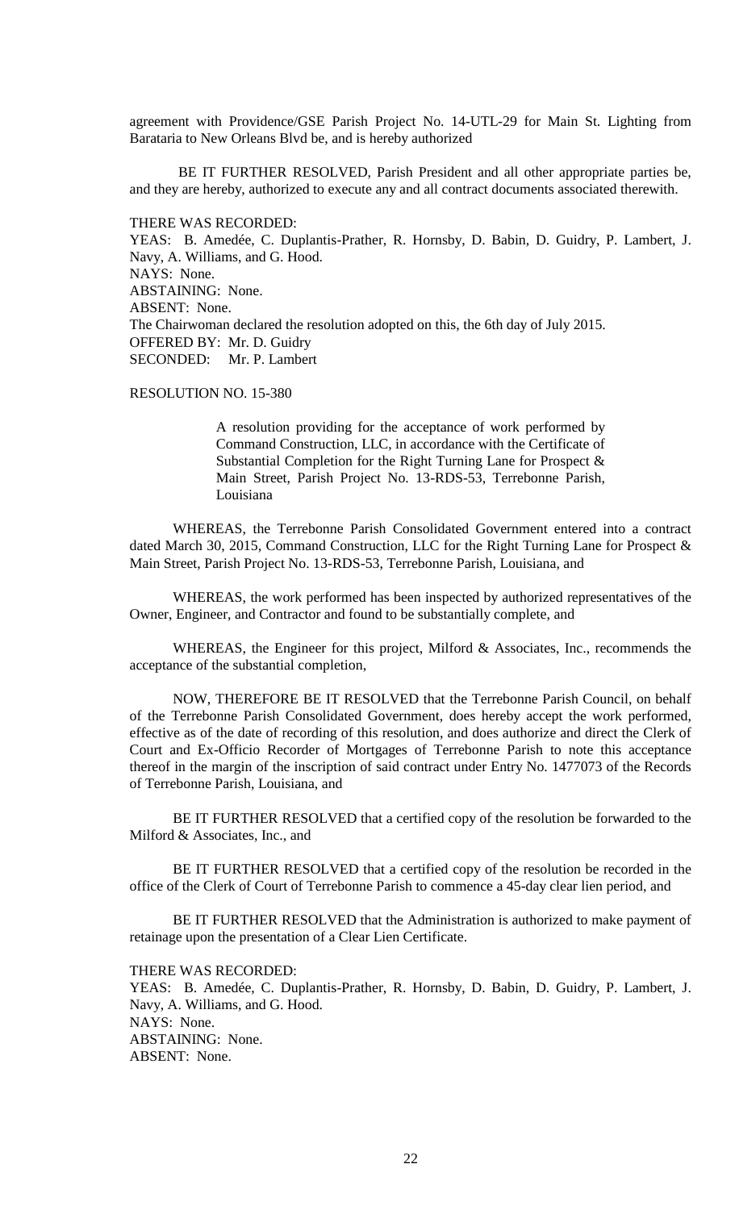agreement with Providence/GSE Parish Project No. 14-UTL-29 for Main St. Lighting from Barataria to New Orleans Blvd be, and is hereby authorized

BE IT FURTHER RESOLVED, Parish President and all other appropriate parties be, and they are hereby, authorized to execute any and all contract documents associated therewith.

THERE WAS RECORDED:
YEAS: B. Amedée, C. Duplantis-Prather, R. Hornsby, D. Babin, D. Guidry, P. Lambert, J. Navy, A. Williams, and G. Hood.
NAYS: None.
ABSTAINING: None.
ABSENT: None.
The Chairwoman declared the resolution adopted on this, the 6th day of July 2015.
OFFERED BY: Mr. D. Guidry
SECONDED: Mr. P. Lambert

RESOLUTION NO. 15-380

> A resolution providing for the acceptance of work performed by Command Construction, LLC, in accordance with the Certificate of Substantial Completion for the Right Turning Lane for Prospect & Main Street, Parish Project No. 13-RDS-53, Terrebonne Parish, Louisiana

WHEREAS, the Terrebonne Parish Consolidated Government entered into a contract dated March 30, 2015, Command Construction, LLC for the Right Turning Lane for Prospect & Main Street, Parish Project No. 13-RDS-53, Terrebonne Parish, Louisiana, and

WHEREAS, the work performed has been inspected by authorized representatives of the Owner, Engineer, and Contractor and found to be substantially complete, and

WHEREAS, the Engineer for this project, Milford & Associates, Inc., recommends the acceptance of the substantial completion,

NOW, THEREFORE BE IT RESOLVED that the Terrebonne Parish Council, on behalf of the Terrebonne Parish Consolidated Government, does hereby accept the work performed, effective as of the date of recording of this resolution, and does authorize and direct the Clerk of Court and Ex-Officio Recorder of Mortgages of Terrebonne Parish to note this acceptance thereof in the margin of the inscription of said contract under Entry No. 1477073 of the Records of Terrebonne Parish, Louisiana, and

BE IT FURTHER RESOLVED that a certified copy of the resolution be forwarded to the Milford & Associates, Inc., and

BE IT FURTHER RESOLVED that a certified copy of the resolution be recorded in the office of the Clerk of Court of Terrebonne Parish to commence a 45-day clear lien period, and

BE IT FURTHER RESOLVED that the Administration is authorized to make payment of retainage upon the presentation of a Clear Lien Certificate.

THERE WAS RECORDED:
YEAS: B. Amedée, C. Duplantis-Prather, R. Hornsby, D. Babin, D. Guidry, P. Lambert, J. Navy, A. Williams, and G. Hood.
NAYS: None.
ABSTAINING: None.
ABSENT: None.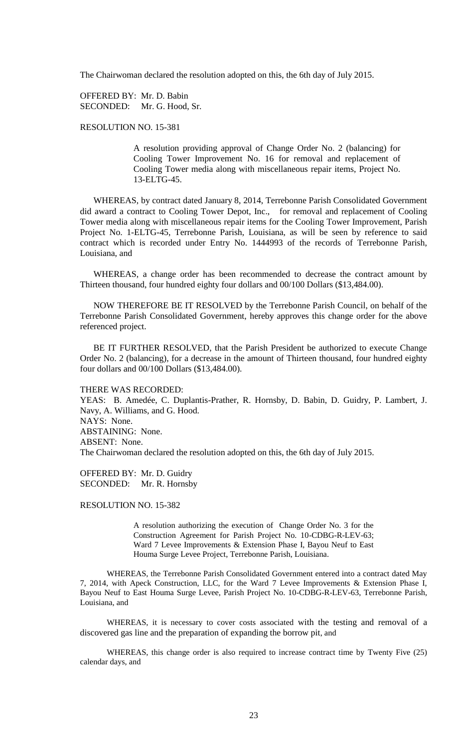The Chairwoman declared the resolution adopted on this, the 6th day of July 2015.

OFFERED BY: Mr. D. Babin
SECONDED: Mr. G. Hood, Sr.

RESOLUTION NO. 15-381

> A resolution providing approval of Change Order No. 2 (balancing) for Cooling Tower Improvement No. 16 for removal and replacement of Cooling Tower media along with miscellaneous repair items, Project No. 13-ELTG-45.

WHEREAS, by contract dated January 8, 2014, Terrebonne Parish Consolidated Government did award a contract to Cooling Tower Depot, Inc., for removal and replacement of Cooling Tower media along with miscellaneous repair items for the Cooling Tower Improvement, Parish Project No. 1-ELTG-45, Terrebonne Parish, Louisiana, as will be seen by reference to said contract which is recorded under Entry No. 1444993 of the records of Terrebonne Parish, Louisiana, and

WHEREAS, a change order has been recommended to decrease the contract amount by Thirteen thousand, four hundred eighty four dollars and 00/100 Dollars ($13,484.00).

NOW THEREFORE BE IT RESOLVED by the Terrebonne Parish Council, on behalf of the Terrebonne Parish Consolidated Government, hereby approves this change order for the above referenced project.

BE IT FURTHER RESOLVED, that the Parish President be authorized to execute Change Order No. 2 (balancing), for a decrease in the amount of Thirteen thousand, four hundred eighty four dollars and 00/100 Dollars ($13,484.00).

THERE WAS RECORDED:
YEAS: B. Amedée, C. Duplantis-Prather, R. Hornsby, D. Babin, D. Guidry, P. Lambert, J. Navy, A. Williams, and G. Hood.
NAYS: None.
ABSTAINING: None.
ABSENT: None.
The Chairwoman declared the resolution adopted on this, the 6th day of July 2015.

OFFERED BY: Mr. D. Guidry
SECONDED: Mr. R. Hornsby

RESOLUTION NO. 15-382

> A resolution authorizing the execution of Change Order No. 3 for the Construction Agreement for Parish Project No. 10-CDBG-R-LEV-63; Ward 7 Levee Improvements & Extension Phase I, Bayou Neuf to East Houma Surge Levee Project, Terrebonne Parish, Louisiana.

WHEREAS, the Terrebonne Parish Consolidated Government entered into a contract dated May 7, 2014, with Apeck Construction, LLC, for the Ward 7 Levee Improvements & Extension Phase I, Bayou Neuf to East Houma Surge Levee, Parish Project No. 10-CDBG-R-LEV-63, Terrebonne Parish, Louisiana, and

WHEREAS, it is necessary to cover costs associated with the testing and removal of a discovered gas line and the preparation of expanding the borrow pit, and

WHEREAS, this change order is also required to increase contract time by Twenty Five (25) calendar days, and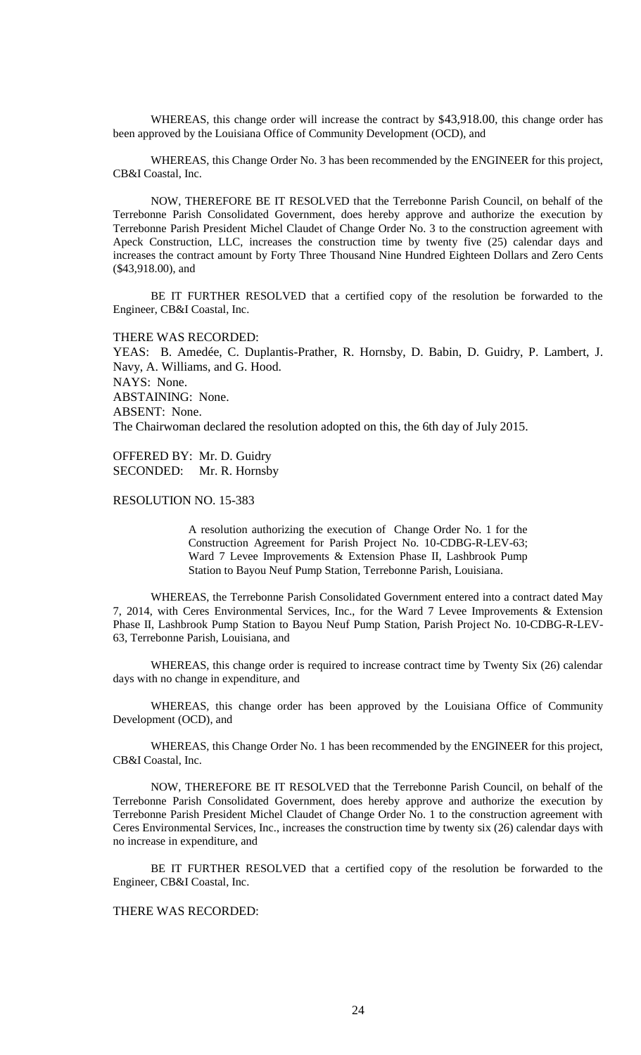WHEREAS, this change order will increase the contract by $43,918.00, this change order has been approved by the Louisiana Office of Community Development (OCD), and

WHEREAS, this Change Order No. 3 has been recommended by the ENGINEER for this project, CB&I Coastal, Inc.

NOW, THEREFORE BE IT RESOLVED that the Terrebonne Parish Council, on behalf of the Terrebonne Parish Consolidated Government, does hereby approve and authorize the execution by Terrebonne Parish President Michel Claudet of Change Order No. 3 to the construction agreement with Apeck Construction, LLC, increases the construction time by twenty five (25) calendar days and increases the contract amount by Forty Three Thousand Nine Hundred Eighteen Dollars and Zero Cents ($43,918.00), and

BE IT FURTHER RESOLVED that a certified copy of the resolution be forwarded to the Engineer, CB&I Coastal, Inc.

THERE WAS RECORDED:
YEAS: B. Amedée, C. Duplantis-Prather, R. Hornsby, D. Babin, D. Guidry, P. Lambert, J. Navy, A. Williams, and G. Hood.
NAYS: None.
ABSTAINING: None.
ABSENT: None.
The Chairwoman declared the resolution adopted on this, the 6th day of July 2015.

OFFERED BY: Mr. D. Guidry
SECONDED: Mr. R. Hornsby

RESOLUTION NO. 15-383

> A resolution authorizing the execution of Change Order No. 1 for the Construction Agreement for Parish Project No. 10-CDBG-R-LEV-63; Ward 7 Levee Improvements & Extension Phase II, Lashbrook Pump Station to Bayou Neuf Pump Station, Terrebonne Parish, Louisiana.

WHEREAS, the Terrebonne Parish Consolidated Government entered into a contract dated May 7, 2014, with Ceres Environmental Services, Inc., for the Ward 7 Levee Improvements & Extension Phase II, Lashbrook Pump Station to Bayou Neuf Pump Station, Parish Project No. 10-CDBG-R-LEV-63, Terrebonne Parish, Louisiana, and

WHEREAS, this change order is required to increase contract time by Twenty Six (26) calendar days with no change in expenditure, and

WHEREAS, this change order has been approved by the Louisiana Office of Community Development (OCD), and

WHEREAS, this Change Order No. 1 has been recommended by the ENGINEER for this project, CB&I Coastal, Inc.

NOW, THEREFORE BE IT RESOLVED that the Terrebonne Parish Council, on behalf of the Terrebonne Parish Consolidated Government, does hereby approve and authorize the execution by Terrebonne Parish President Michel Claudet of Change Order No. 1 to the construction agreement with Ceres Environmental Services, Inc., increases the construction time by twenty six (26) calendar days with no increase in expenditure, and

BE IT FURTHER RESOLVED that a certified copy of the resolution be forwarded to the Engineer, CB&I Coastal, Inc.

THERE WAS RECORDED: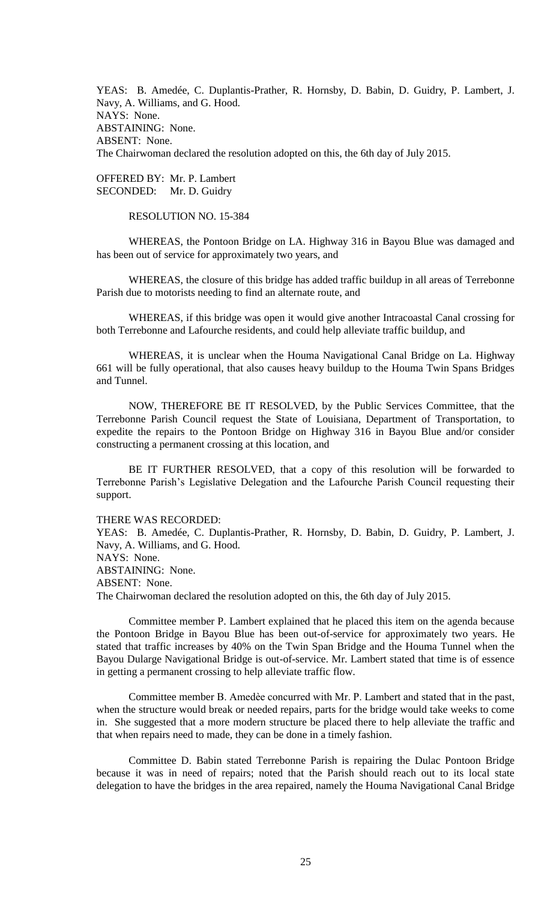YEAS: B. Amedée, C. Duplantis-Prather, R. Hornsby, D. Babin, D. Guidry, P. Lambert, J. Navy, A. Williams, and G. Hood.
NAYS: None.
ABSTAINING: None.
ABSENT: None.
The Chairwoman declared the resolution adopted on this, the 6th day of July 2015.

OFFERED BY: Mr. P. Lambert
SECONDED: Mr. D. Guidry

RESOLUTION NO. 15-384

WHEREAS, the Pontoon Bridge on LA. Highway 316 in Bayou Blue was damaged and has been out of service for approximately two years, and

WHEREAS, the closure of this bridge has added traffic buildup in all areas of Terrebonne Parish due to motorists needing to find an alternate route, and

WHEREAS, if this bridge was open it would give another Intracoastal Canal crossing for both Terrebonne and Lafourche residents, and could help alleviate traffic buildup, and

WHEREAS, it is unclear when the Houma Navigational Canal Bridge on La. Highway 661 will be fully operational, that also causes heavy buildup to the Houma Twin Spans Bridges and Tunnel.

NOW, THEREFORE BE IT RESOLVED, by the Public Services Committee, that the Terrebonne Parish Council request the State of Louisiana, Department of Transportation, to expedite the repairs to the Pontoon Bridge on Highway 316 in Bayou Blue and/or consider constructing a permanent crossing at this location, and

BE IT FURTHER RESOLVED, that a copy of this resolution will be forwarded to Terrebonne Parish's Legislative Delegation and the Lafourche Parish Council requesting their support.

THERE WAS RECORDED:
YEAS: B. Amedée, C. Duplantis-Prather, R. Hornsby, D. Babin, D. Guidry, P. Lambert, J. Navy, A. Williams, and G. Hood.
NAYS: None.
ABSTAINING: None.
ABSENT: None.
The Chairwoman declared the resolution adopted on this, the 6th day of July 2015.

Committee member P. Lambert explained that he placed this item on the agenda because the Pontoon Bridge in Bayou Blue has been out-of-service for approximately two years. He stated that traffic increases by 40% on the Twin Span Bridge and the Houma Tunnel when the Bayou Dularge Navigational Bridge is out-of-service. Mr. Lambert stated that time is of essence in getting a permanent crossing to help alleviate traffic flow.

Committee member B. Amedèe concurred with Mr. P. Lambert and stated that in the past, when the structure would break or needed repairs, parts for the bridge would take weeks to come in. She suggested that a more modern structure be placed there to help alleviate the traffic and that when repairs need to made, they can be done in a timely fashion.

Committee D. Babin stated Terrebonne Parish is repairing the Dulac Pontoon Bridge because it was in need of repairs; noted that the Parish should reach out to its local state delegation to have the bridges in the area repaired, namely the Houma Navigational Canal Bridge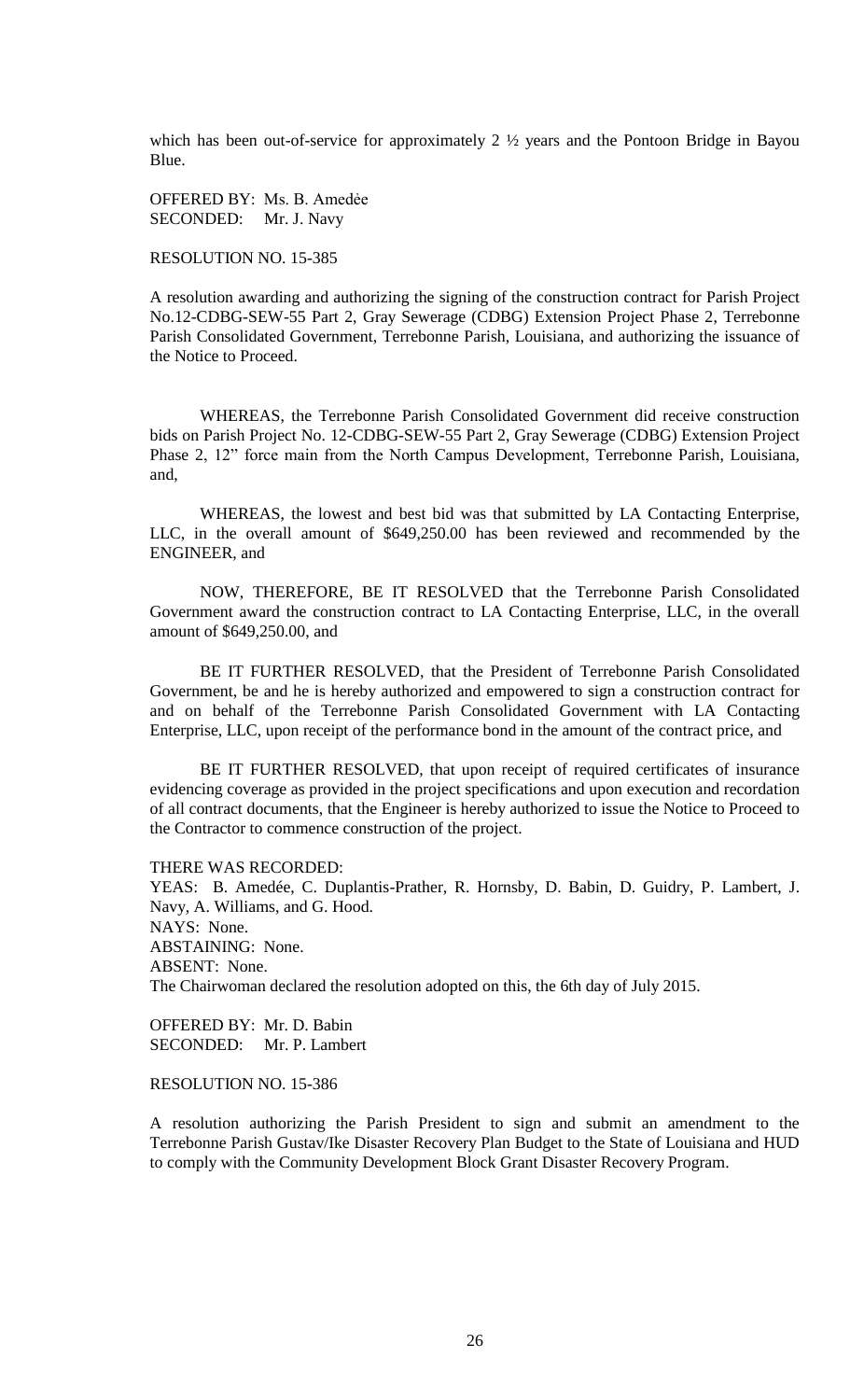which has been out-of-service for approximately 2 ½ years and the Pontoon Bridge in Bayou Blue.

OFFERED BY: Ms. B. Amedẻe
SECONDED: Mr. J. Navy

RESOLUTION NO. 15-385

A resolution awarding and authorizing the signing of the construction contract for Parish Project No.12-CDBG-SEW-55 Part 2, Gray Sewerage (CDBG) Extension Project Phase 2, Terrebonne Parish Consolidated Government, Terrebonne Parish, Louisiana, and authorizing the issuance of the Notice to Proceed.

WHEREAS, the Terrebonne Parish Consolidated Government did receive construction bids on Parish Project No. 12-CDBG-SEW-55 Part 2, Gray Sewerage (CDBG) Extension Project Phase 2, 12" force main from the North Campus Development, Terrebonne Parish, Louisiana, and,

WHEREAS, the lowest and best bid was that submitted by LA Contacting Enterprise, LLC, in the overall amount of $649,250.00 has been reviewed and recommended by the ENGINEER, and

NOW, THEREFORE, BE IT RESOLVED that the Terrebonne Parish Consolidated Government award the construction contract to LA Contacting Enterprise, LLC, in the overall amount of $649,250.00, and

BE IT FURTHER RESOLVED, that the President of Terrebonne Parish Consolidated Government, be and he is hereby authorized and empowered to sign a construction contract for and on behalf of the Terrebonne Parish Consolidated Government with LA Contacting Enterprise, LLC, upon receipt of the performance bond in the amount of the contract price, and

BE IT FURTHER RESOLVED, that upon receipt of required certificates of insurance evidencing coverage as provided in the project specifications and upon execution and recordation of all contract documents, that the Engineer is hereby authorized to issue the Notice to Proceed to the Contractor to commence construction of the project.

THERE WAS RECORDED:
YEAS: B. Amedée, C. Duplantis-Prather, R. Hornsby, D. Babin, D. Guidry, P. Lambert, J. Navy, A. Williams, and G. Hood.
NAYS: None.
ABSTAINING: None.
ABSENT: None.
The Chairwoman declared the resolution adopted on this, the 6th day of July 2015.

OFFERED BY: Mr. D. Babin
SECONDED: Mr. P. Lambert

RESOLUTION NO. 15-386

A resolution authorizing the Parish President to sign and submit an amendment to the Terrebonne Parish Gustav/Ike Disaster Recovery Plan Budget to the State of Louisiana and HUD to comply with the Community Development Block Grant Disaster Recovery Program.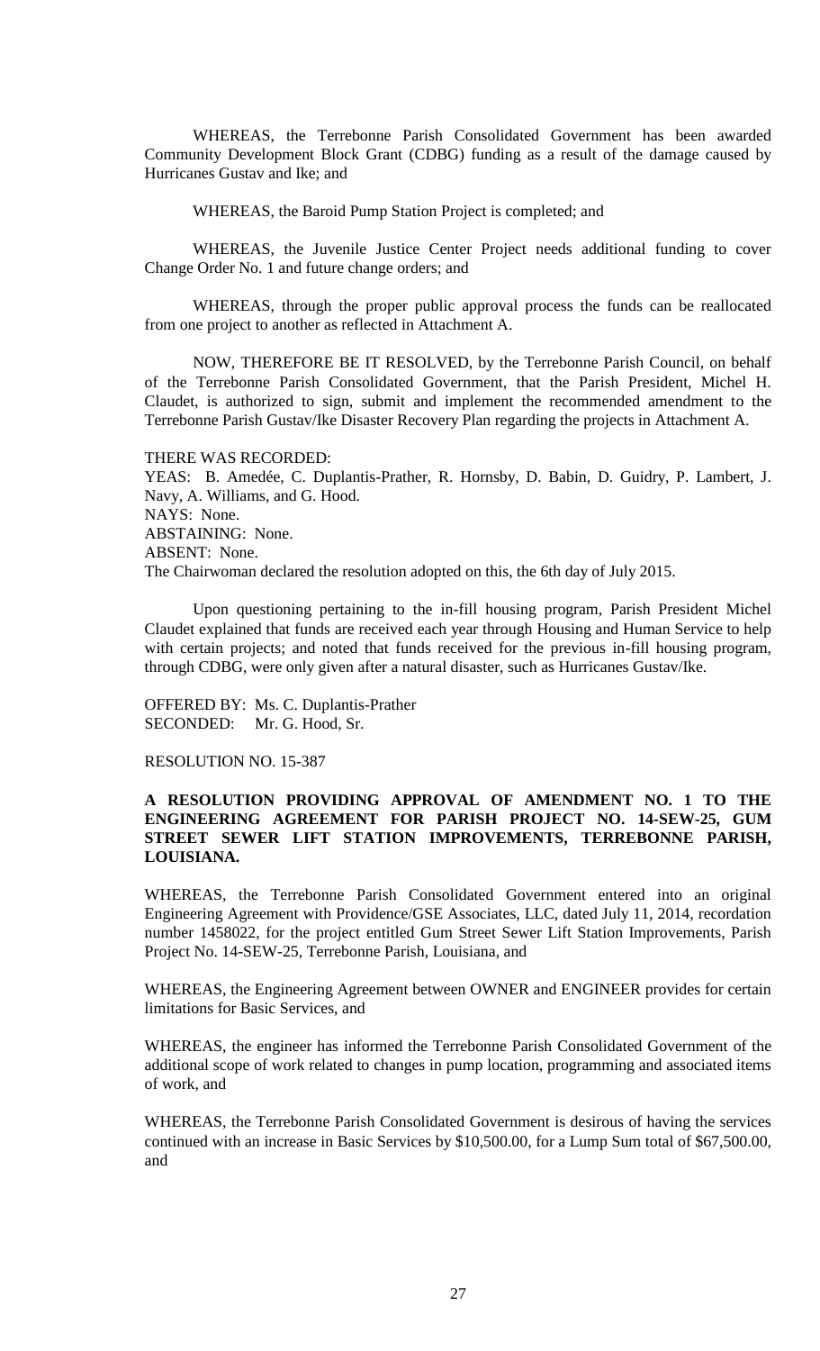WHEREAS, the Terrebonne Parish Consolidated Government has been awarded Community Development Block Grant (CDBG) funding as a result of the damage caused by Hurricanes Gustav and Ike; and

WHEREAS, the Baroid Pump Station Project is completed; and

WHEREAS, the Juvenile Justice Center Project needs additional funding to cover Change Order No. 1 and future change orders; and

WHEREAS, through the proper public approval process the funds can be reallocated from one project to another as reflected in Attachment A.

NOW, THEREFORE BE IT RESOLVED, by the Terrebonne Parish Council, on behalf of the Terrebonne Parish Consolidated Government, that the Parish President, Michel H. Claudet, is authorized to sign, submit and implement the recommended amendment to the Terrebonne Parish Gustav/Ike Disaster Recovery Plan regarding the projects in Attachment A.

THERE WAS RECORDED:
YEAS: B. Amedée, C. Duplantis-Prather, R. Hornsby, D. Babin, D. Guidry, P. Lambert, J. Navy, A. Williams, and G. Hood.
NAYS: None.
ABSTAINING: None.
ABSENT: None.
The Chairwoman declared the resolution adopted on this, the 6th day of July 2015.

Upon questioning pertaining to the in-fill housing program, Parish President Michel Claudet explained that funds are received each year through Housing and Human Service to help with certain projects; and noted that funds received for the previous in-fill housing program, through CDBG, were only given after a natural disaster, such as Hurricanes Gustav/Ike.

OFFERED BY: Ms. C. Duplantis-Prather
SECONDED: Mr. G. Hood, Sr.

RESOLUTION NO. 15-387

**A RESOLUTION PROVIDING APPROVAL OF AMENDMENT NO. 1 TO THE ENGINEERING AGREEMENT FOR PARISH PROJECT NO. 14-SEW-25, GUM STREET SEWER LIFT STATION IMPROVEMENTS, TERREBONNE PARISH, LOUISIANA.**

WHEREAS, the Terrebonne Parish Consolidated Government entered into an original Engineering Agreement with Providence/GSE Associates, LLC, dated July 11, 2014, recordation number 1458022, for the project entitled Gum Street Sewer Lift Station Improvements, Parish Project No. 14-SEW-25, Terrebonne Parish, Louisiana, and

WHEREAS, the Engineering Agreement between OWNER and ENGINEER provides for certain limitations for Basic Services, and

WHEREAS, the engineer has informed the Terrebonne Parish Consolidated Government of the additional scope of work related to changes in pump location, programming and associated items of work, and

WHEREAS, the Terrebonne Parish Consolidated Government is desirous of having the services continued with an increase in Basic Services by $10,500.00, for a Lump Sum total of $67,500.00, and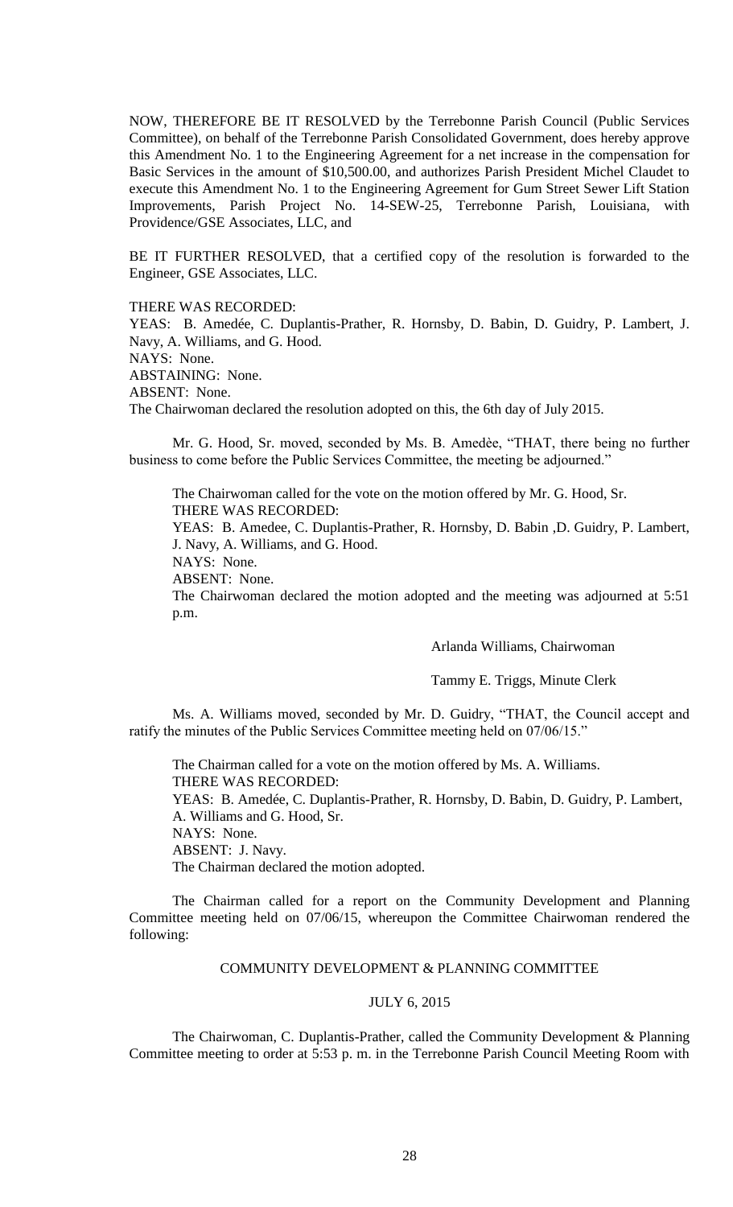NOW, THEREFORE BE IT RESOLVED by the Terrebonne Parish Council (Public Services Committee), on behalf of the Terrebonne Parish Consolidated Government, does hereby approve this Amendment No. 1 to the Engineering Agreement for a net increase in the compensation for Basic Services in the amount of $10,500.00, and authorizes Parish President Michel Claudet to execute this Amendment No. 1 to the Engineering Agreement for Gum Street Sewer Lift Station Improvements, Parish Project No. 14-SEW-25, Terrebonne Parish, Louisiana, with Providence/GSE Associates, LLC, and

BE IT FURTHER RESOLVED, that a certified copy of the resolution is forwarded to the Engineer, GSE Associates, LLC.

THERE WAS RECORDED:
YEAS: B. Amedée, C. Duplantis-Prather, R. Hornsby, D. Babin, D. Guidry, P. Lambert, J. Navy, A. Williams, and G. Hood.
NAYS: None.
ABSTAINING: None.
ABSENT: None.
The Chairwoman declared the resolution adopted on this, the 6th day of July 2015.

Mr. G. Hood, Sr. moved, seconded by Ms. B. Amedèe, "THAT, there being no further business to come before the Public Services Committee, the meeting be adjourned."

The Chairwoman called for the vote on the motion offered by Mr. G. Hood, Sr.
THERE WAS RECORDED:
YEAS: B. Amedee, C. Duplantis-Prather, R. Hornsby, D. Babin ,D. Guidry, P. Lambert, J. Navy, A. Williams, and G. Hood.
NAYS: None.
ABSENT: None.
The Chairwoman declared the motion adopted and the meeting was adjourned at 5:51 p.m.

Arlanda Williams, Chairwoman

Tammy E. Triggs, Minute Clerk

Ms. A. Williams moved, seconded by Mr. D. Guidry, "THAT, the Council accept and ratify the minutes of the Public Services Committee meeting held on 07/06/15."

The Chairman called for a vote on the motion offered by Ms. A. Williams.
THERE WAS RECORDED:
YEAS: B. Amedée, C. Duplantis-Prather, R. Hornsby, D. Babin, D. Guidry, P. Lambert, A. Williams and G. Hood, Sr.
NAYS: None.
ABSENT: J. Navy.
The Chairman declared the motion adopted.

The Chairman called for a report on the Community Development and Planning Committee meeting held on 07/06/15, whereupon the Committee Chairwoman rendered the following:

## COMMUNITY DEVELOPMENT & PLANNING COMMITTEE

### JULY 6, 2015

The Chairwoman, C. Duplantis-Prather, called the Community Development & Planning Committee meeting to order at 5:53 p. m. in the Terrebonne Parish Council Meeting Room with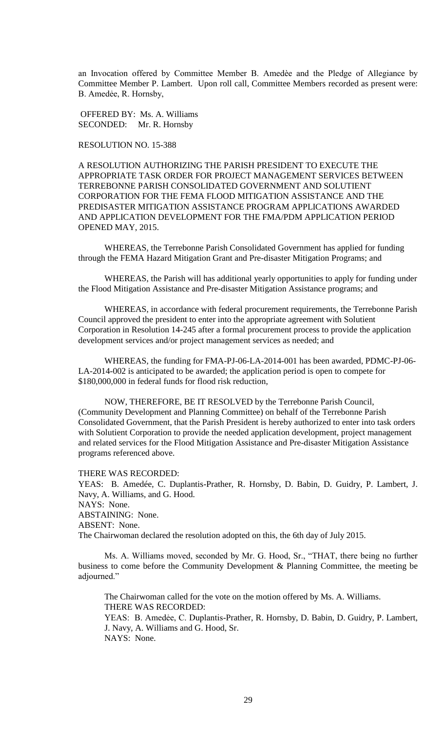an Invocation offered by Committee Member B. Amedѐe and the Pledge of Allegiance by Committee Member P. Lambert. Upon roll call, Committee Members recorded as present were: B. Amedẻe, R. Hornsby,

OFFERED BY: Ms. A. Williams
SECONDED: Mr. R. Hornsby

RESOLUTION NO. 15-388

A RESOLUTION AUTHORIZING THE PARISH PRESIDENT TO EXECUTE THE APPROPRIATE TASK ORDER FOR PROJECT MANAGEMENT SERVICES BETWEEN TERREBONNE PARISH CONSOLIDATED GOVERNMENT AND SOLUTIENT CORPORATION FOR THE FEMA FLOOD MITIGATION ASSISTANCE AND THE PREDISASTER MITIGATION ASSISTANCE PROGRAM APPLICATIONS AWARDED AND APPLICATION DEVELOPMENT FOR THE FMA/PDM APPLICATION PERIOD OPENED MAY, 2015.

WHEREAS, the Terrebonne Parish Consolidated Government has applied for funding through the FEMA Hazard Mitigation Grant and Pre-disaster Mitigation Programs; and

WHEREAS, the Parish will has additional yearly opportunities to apply for funding under the Flood Mitigation Assistance and Pre-disaster Mitigation Assistance programs; and

WHEREAS, in accordance with federal procurement requirements, the Terrebonne Parish Council approved the president to enter into the appropriate agreement with Solutient Corporation in Resolution 14-245 after a formal procurement process to provide the application development services and/or project management services as needed; and

WHEREAS, the funding for FMA-PJ-06-LA-2014-001 has been awarded, PDMC-PJ-06-LA-2014-002 is anticipated to be awarded; the application period is open to compete for \$180,000,000 in federal funds for flood risk reduction,

NOW, THEREFORE, BE IT RESOLVED by the Terrebonne Parish Council, (Community Development and Planning Committee) on behalf of the Terrebonne Parish Consolidated Government, that the Parish President is hereby authorized to enter into task orders with Solutient Corporation to provide the needed application development, project management and related services for the Flood Mitigation Assistance and Pre-disaster Mitigation Assistance programs referenced above.

THERE WAS RECORDED:
YEAS: B. Amedée, C. Duplantis-Prather, R. Hornsby, D. Babin, D. Guidry, P. Lambert, J. Navy, A. Williams, and G. Hood.
NAYS: None.
ABSTAINING: None.
ABSENT: None.
The Chairwoman declared the resolution adopted on this, the 6th day of July 2015.

Ms. A. Williams moved, seconded by Mr. G. Hood, Sr., "THAT, there being no further business to come before the Community Development & Planning Committee, the meeting be adjourned."

The Chairwoman called for the vote on the motion offered by Ms. A. Williams.
THERE WAS RECORDED:
YEAS: B. Amedẻe, C. Duplantis-Prather, R. Hornsby, D. Babin, D. Guidry, P. Lambert, J. Navy, A. Williams and G. Hood, Sr.
NAYS: None.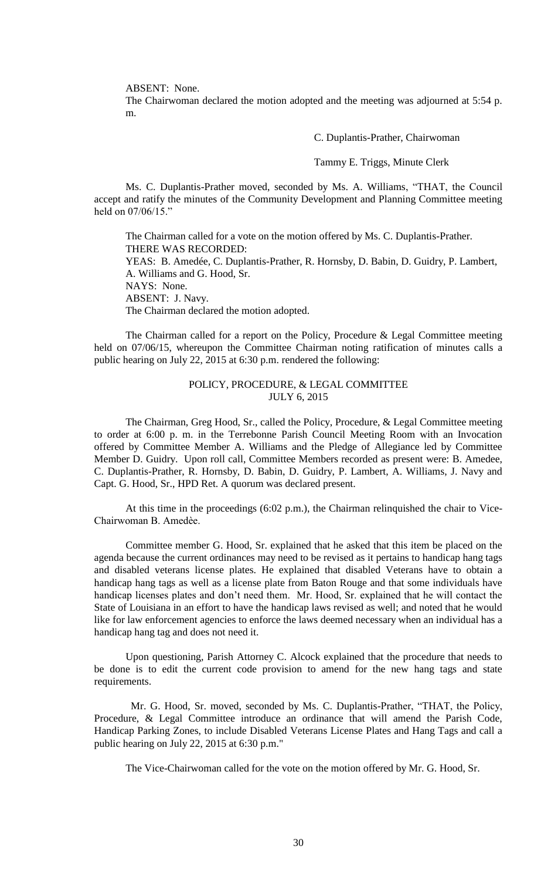ABSENT: None.

The Chairwoman declared the motion adopted and the meeting was adjourned at 5:54 p. m.

C. Duplantis-Prather, Chairwoman

Tammy E. Triggs, Minute Clerk

Ms. C. Duplantis-Prather moved, seconded by Ms. A. Williams, "THAT, the Council accept and ratify the minutes of the Community Development and Planning Committee meeting held on 07/06/15."

The Chairman called for a vote on the motion offered by Ms. C. Duplantis-Prather.
THERE WAS RECORDED:
YEAS: B. Amedée, C. Duplantis-Prather, R. Hornsby, D. Babin, D. Guidry, P. Lambert, A. Williams and G. Hood, Sr.
NAYS: None.
ABSENT: J. Navy.
The Chairman declared the motion adopted.

The Chairman called for a report on the Policy, Procedure & Legal Committee meeting held on 07/06/15, whereupon the Committee Chairman noting ratification of minutes calls a public hearing on July 22, 2015 at 6:30 p.m. rendered the following:

POLICY, PROCEDURE, & LEGAL COMMITTEE
JULY 6, 2015

The Chairman, Greg Hood, Sr., called the Policy, Procedure, & Legal Committee meeting to order at 6:00 p. m. in the Terrebonne Parish Council Meeting Room with an Invocation offered by Committee Member A. Williams and the Pledge of Allegiance led by Committee Member D. Guidry. Upon roll call, Committee Members recorded as present were: B. Amedee, C. Duplantis-Prather, R. Hornsby, D. Babin, D. Guidry, P. Lambert, A. Williams, J. Navy and Capt. G. Hood, Sr., HPD Ret. A quorum was declared present.

At this time in the proceedings (6:02 p.m.), the Chairman relinquished the chair to Vice-Chairwoman B. Amedèe.

Committee member G. Hood, Sr. explained that he asked that this item be placed on the agenda because the current ordinances may need to be revised as it pertains to handicap hang tags and disabled veterans license plates. He explained that disabled Veterans have to obtain a handicap hang tags as well as a license plate from Baton Rouge and that some individuals have handicap licenses plates and don't need them. Mr. Hood, Sr. explained that he will contact the State of Louisiana in an effort to have the handicap laws revised as well; and noted that he would like for law enforcement agencies to enforce the laws deemed necessary when an individual has a handicap hang tag and does not need it.

Upon questioning, Parish Attorney C. Alcock explained that the procedure that needs to be done is to edit the current code provision to amend for the new hang tags and state requirements.

Mr. G. Hood, Sr. moved, seconded by Ms. C. Duplantis-Prather, "THAT, the Policy, Procedure, & Legal Committee introduce an ordinance that will amend the Parish Code, Handicap Parking Zones, to include Disabled Veterans License Plates and Hang Tags and call a public hearing on July 22, 2015 at 6:30 p.m."

The Vice-Chairwoman called for the vote on the motion offered by Mr. G. Hood, Sr.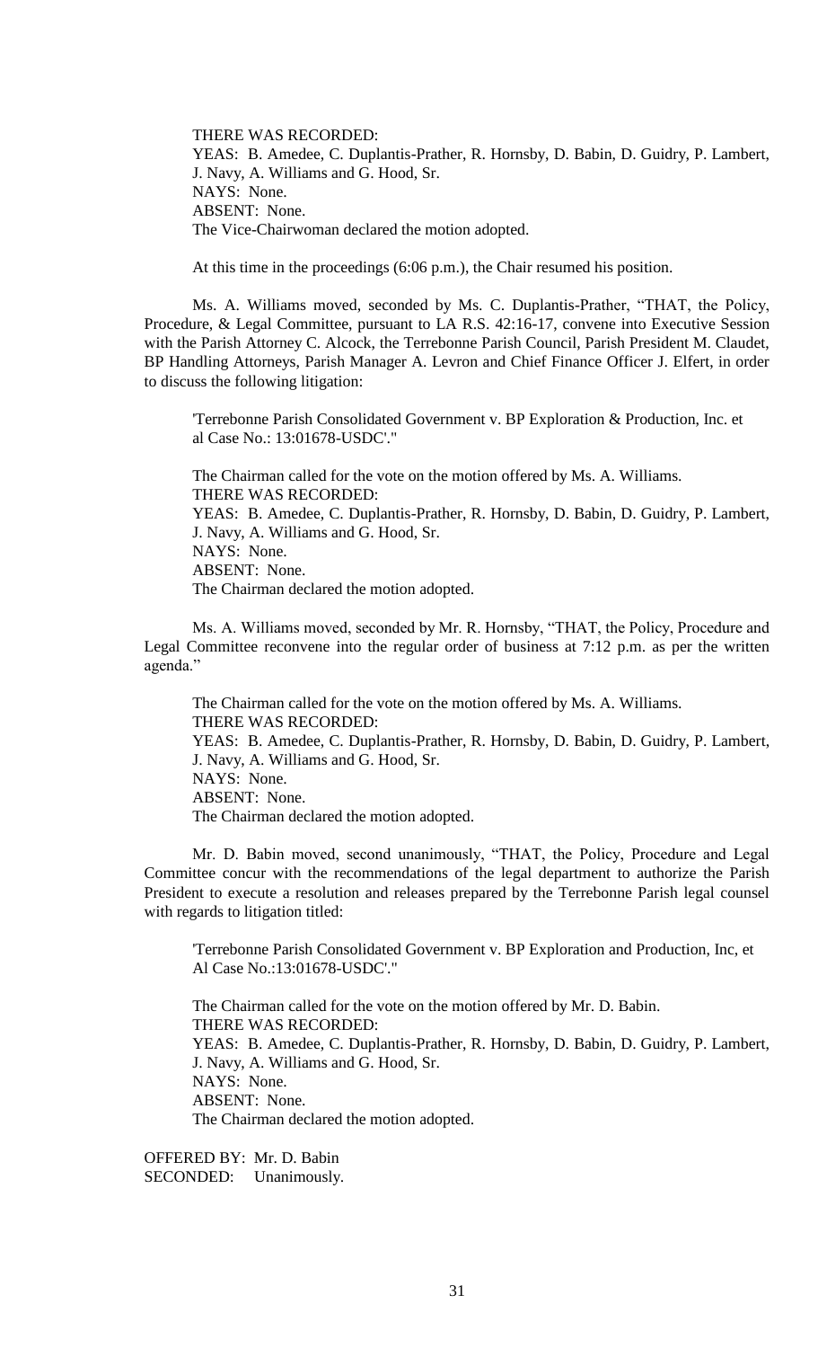THERE WAS RECORDED:
YEAS: B. Amedee, C. Duplantis-Prather, R. Hornsby, D. Babin, D. Guidry, P. Lambert, J. Navy, A. Williams and G. Hood, Sr.
NAYS: None.
ABSENT: None.
The Vice-Chairwoman declared the motion adopted.

At this time in the proceedings (6:06 p.m.), the Chair resumed his position.

Ms. A. Williams moved, seconded by Ms. C. Duplantis-Prather, "THAT, the Policy, Procedure, & Legal Committee, pursuant to LA R.S. 42:16-17, convene into Executive Session with the Parish Attorney C. Alcock, the Terrebonne Parish Council, Parish President M. Claudet, BP Handling Attorneys, Parish Manager A. Levron and Chief Finance Officer J. Elfert, in order to discuss the following litigation:

'Terrebonne Parish Consolidated Government v. BP Exploration & Production, Inc. et al Case No.: 13:01678-USDC'."

The Chairman called for the vote on the motion offered by Ms. A. Williams.
THERE WAS RECORDED:
YEAS: B. Amedee, C. Duplantis-Prather, R. Hornsby, D. Babin, D. Guidry, P. Lambert, J. Navy, A. Williams and G. Hood, Sr.
NAYS: None.
ABSENT: None.
The Chairman declared the motion adopted.

Ms. A. Williams moved, seconded by Mr. R. Hornsby, "THAT, the Policy, Procedure and Legal Committee reconvene into the regular order of business at 7:12 p.m. as per the written agenda."

The Chairman called for the vote on the motion offered by Ms. A. Williams.
THERE WAS RECORDED:
YEAS: B. Amedee, C. Duplantis-Prather, R. Hornsby, D. Babin, D. Guidry, P. Lambert, J. Navy, A. Williams and G. Hood, Sr.
NAYS: None.
ABSENT: None.
The Chairman declared the motion adopted.

Mr. D. Babin moved, second unanimously, "THAT, the Policy, Procedure and Legal Committee concur with the recommendations of the legal department to authorize the Parish President to execute a resolution and releases prepared by the Terrebonne Parish legal counsel with regards to litigation titled:

'Terrebonne Parish Consolidated Government v. BP Exploration and Production, Inc, et Al Case No.:13:01678-USDC'."

The Chairman called for the vote on the motion offered by Mr. D. Babin.
THERE WAS RECORDED:
YEAS: B. Amedee, C. Duplantis-Prather, R. Hornsby, D. Babin, D. Guidry, P. Lambert, J. Navy, A. Williams and G. Hood, Sr.
NAYS: None.
ABSENT: None.
The Chairman declared the motion adopted.

OFFERED BY: Mr. D. Babin
SECONDED: Unanimously.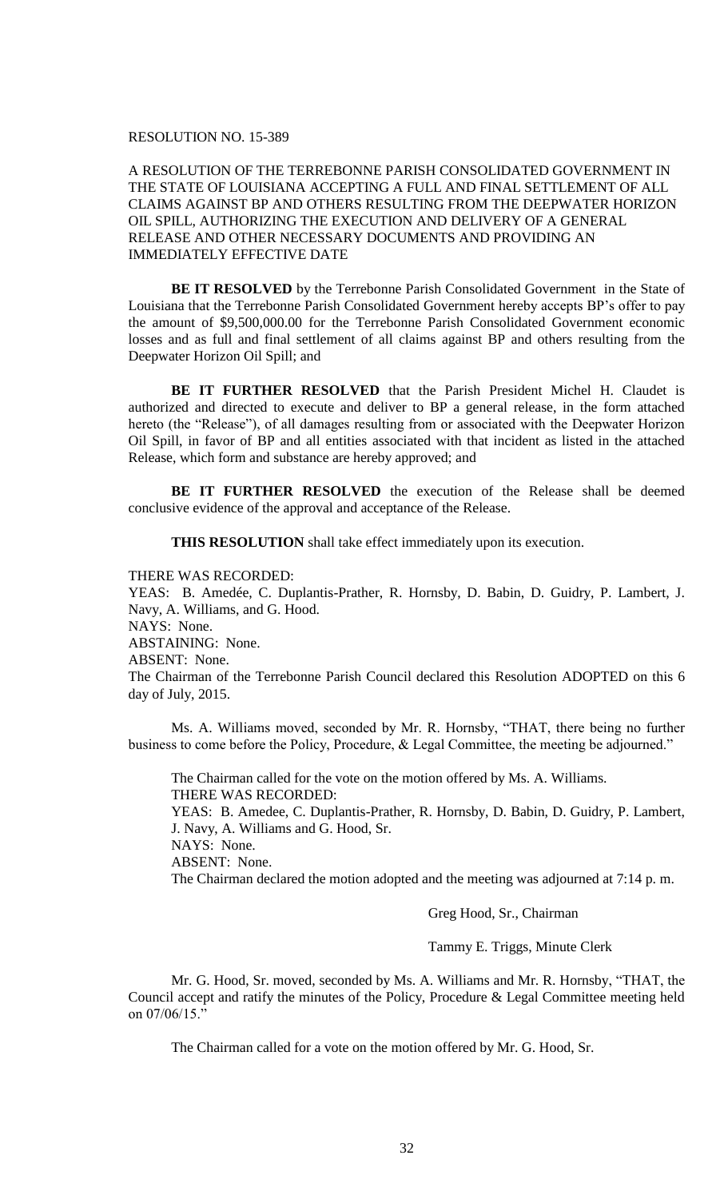RESOLUTION NO. 15-389

A RESOLUTION OF THE TERREBONNE PARISH CONSOLIDATED GOVERNMENT IN THE STATE OF LOUISIANA ACCEPTING A FULL AND FINAL SETTLEMENT OF ALL CLAIMS AGAINST BP AND OTHERS RESULTING FROM THE DEEPWATER HORIZON OIL SPILL, AUTHORIZING THE EXECUTION AND DELIVERY OF A GENERAL RELEASE AND OTHER NECESSARY DOCUMENTS AND PROVIDING AN IMMEDIATELY EFFECTIVE DATE

**BE IT RESOLVED** by the Terrebonne Parish Consolidated Government in the State of Louisiana that the Terrebonne Parish Consolidated Government hereby accepts BP's offer to pay the amount of $9,500,000.00 for the Terrebonne Parish Consolidated Government economic losses and as full and final settlement of all claims against BP and others resulting from the Deepwater Horizon Oil Spill; and

**BE IT FURTHER RESOLVED** that the Parish President Michel H. Claudet is authorized and directed to execute and deliver to BP a general release, in the form attached hereto (the "Release"), of all damages resulting from or associated with the Deepwater Horizon Oil Spill, in favor of BP and all entities associated with that incident as listed in the attached Release, which form and substance are hereby approved; and

**BE IT FURTHER RESOLVED** the execution of the Release shall be deemed conclusive evidence of the approval and acceptance of the Release.

**THIS RESOLUTION** shall take effect immediately upon its execution.

THERE WAS RECORDED:
YEAS: B. Amedée, C. Duplantis-Prather, R. Hornsby, D. Babin, D. Guidry, P. Lambert, J. Navy, A. Williams, and G. Hood.
NAYS: None.
ABSTAINING: None.
ABSENT: None.
The Chairman of the Terrebonne Parish Council declared this Resolution ADOPTED on this 6 day of July, 2015.

Ms. A. Williams moved, seconded by Mr. R. Hornsby, "THAT, there being no further business to come before the Policy, Procedure, & Legal Committee, the meeting be adjourned."

The Chairman called for the vote on the motion offered by Ms. A. Williams.
THERE WAS RECORDED:
YEAS: B. Amedee, C. Duplantis-Prather, R. Hornsby, D. Babin, D. Guidry, P. Lambert, J. Navy, A. Williams and G. Hood, Sr.
NAYS: None.
ABSENT: None.
The Chairman declared the motion adopted and the meeting was adjourned at 7:14 p. m.

Greg Hood, Sr., Chairman

Tammy E. Triggs, Minute Clerk

Mr. G. Hood, Sr. moved, seconded by Ms. A. Williams and Mr. R. Hornsby, "THAT, the Council accept and ratify the minutes of the Policy, Procedure & Legal Committee meeting held on 07/06/15."

The Chairman called for a vote on the motion offered by Mr. G. Hood, Sr.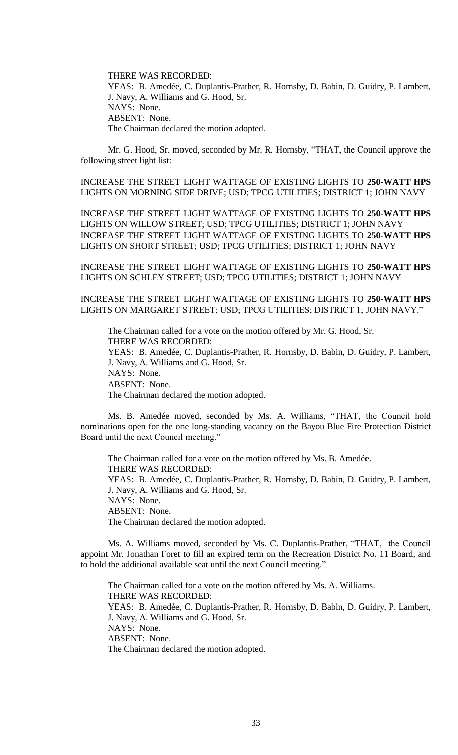THERE WAS RECORDED:
YEAS: B. Amedée, C. Duplantis-Prather, R. Hornsby, D. Babin, D. Guidry, P. Lambert, J. Navy, A. Williams and G. Hood, Sr.
NAYS: None.
ABSENT: None.
The Chairman declared the motion adopted.

Mr. G. Hood, Sr. moved, seconded by Mr. R. Hornsby, "THAT, the Council approve the following street light list:

INCREASE THE STREET LIGHT WATTAGE OF EXISTING LIGHTS TO **250-WATT HPS** LIGHTS ON MORNING SIDE DRIVE; USD; TPCG UTILITIES; DISTRICT 1; JOHN NAVY

INCREASE THE STREET LIGHT WATTAGE OF EXISTING LIGHTS TO **250-WATT HPS** LIGHTS ON WILLOW STREET; USD; TPCG UTILITIES; DISTRICT 1; JOHN NAVY
INCREASE THE STREET LIGHT WATTAGE OF EXISTING LIGHTS TO **250-WATT HPS** LIGHTS ON SHORT STREET; USD; TPCG UTILITIES; DISTRICT 1; JOHN NAVY

INCREASE THE STREET LIGHT WATTAGE OF EXISTING LIGHTS TO **250-WATT HPS** LIGHTS ON SCHLEY STREET; USD; TPCG UTILITIES; DISTRICT 1; JOHN NAVY

INCREASE THE STREET LIGHT WATTAGE OF EXISTING LIGHTS TO **250-WATT HPS** LIGHTS ON MARGARET STREET; USD; TPCG UTILITIES; DISTRICT 1; JOHN NAVY."

The Chairman called for a vote on the motion offered by Mr. G. Hood, Sr.
THERE WAS RECORDED:
YEAS: B. Amedée, C. Duplantis-Prather, R. Hornsby, D. Babin, D. Guidry, P. Lambert, J. Navy, A. Williams and G. Hood, Sr.
NAYS: None.
ABSENT: None.
The Chairman declared the motion adopted.

Ms. B. Amedée moved, seconded by Ms. A. Williams, "THAT, the Council hold nominations open for the one long-standing vacancy on the Bayou Blue Fire Protection District Board until the next Council meeting."

The Chairman called for a vote on the motion offered by Ms. B. Amedée.
THERE WAS RECORDED:
YEAS: B. Amedée, C. Duplantis-Prather, R. Hornsby, D. Babin, D. Guidry, P. Lambert, J. Navy, A. Williams and G. Hood, Sr.
NAYS: None.
ABSENT: None.
The Chairman declared the motion adopted.

Ms. A. Williams moved, seconded by Ms. C. Duplantis-Prather, "THAT, the Council appoint Mr. Jonathan Foret to fill an expired term on the Recreation District No. 11 Board, and to hold the additional available seat until the next Council meeting."

The Chairman called for a vote on the motion offered by Ms. A. Williams.
THERE WAS RECORDED:
YEAS: B. Amedée, C. Duplantis-Prather, R. Hornsby, D. Babin, D. Guidry, P. Lambert, J. Navy, A. Williams and G. Hood, Sr.
NAYS: None.
ABSENT: None.
The Chairman declared the motion adopted.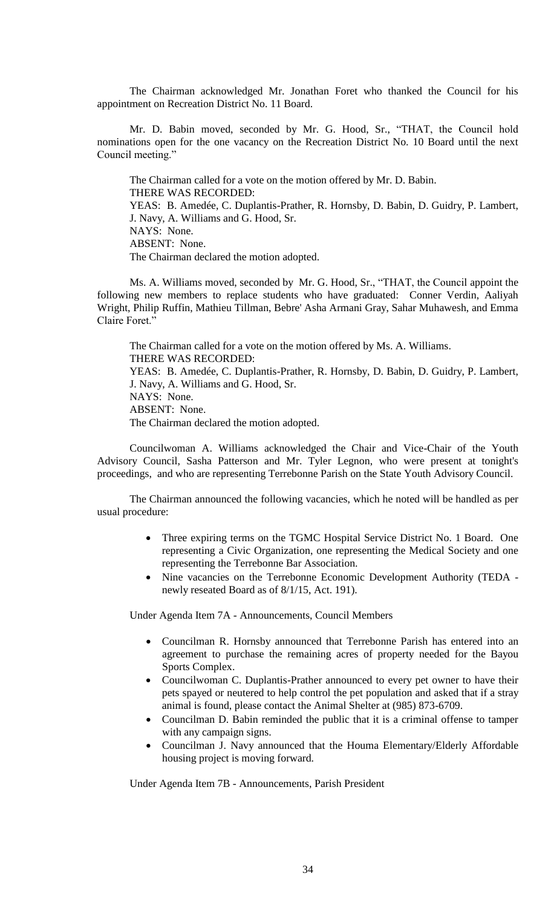The Chairman acknowledged Mr. Jonathan Foret who thanked the Council for his appointment on Recreation District No. 11 Board.

Mr. D. Babin moved, seconded by Mr. G. Hood, Sr., "THAT, the Council hold nominations open for the one vacancy on the Recreation District No. 10 Board until the next Council meeting."

The Chairman called for a vote on the motion offered by Mr. D. Babin.
THERE WAS RECORDED:
YEAS: B. Amedée, C. Duplantis-Prather, R. Hornsby, D. Babin, D. Guidry, P. Lambert, J. Navy, A. Williams and G. Hood, Sr.
NAYS: None.
ABSENT: None.
The Chairman declared the motion adopted.

Ms. A. Williams moved, seconded by Mr. G. Hood, Sr., "THAT, the Council appoint the following new members to replace students who have graduated: Conner Verdin, Aaliyah Wright, Philip Ruffin, Mathieu Tillman, Bebre' Asha Armani Gray, Sahar Muhawesh, and Emma Claire Foret."

The Chairman called for a vote on the motion offered by Ms. A. Williams.
THERE WAS RECORDED:
YEAS: B. Amedée, C. Duplantis-Prather, R. Hornsby, D. Babin, D. Guidry, P. Lambert, J. Navy, A. Williams and G. Hood, Sr.
NAYS: None.
ABSENT: None.
The Chairman declared the motion adopted.

Councilwoman A. Williams acknowledged the Chair and Vice-Chair of the Youth Advisory Council, Sasha Patterson and Mr. Tyler Legnon, who were present at tonight's proceedings, and who are representing Terrebonne Parish on the State Youth Advisory Council.

The Chairman announced the following vacancies, which he noted will be handled as per usual procedure:

- Three expiring terms on the TGMC Hospital Service District No. 1 Board. One representing a Civic Organization, one representing the Medical Society and one representing the Terrebonne Bar Association.
- Nine vacancies on the Terrebonne Economic Development Authority (TEDA - newly reseated Board as of 8/1/15, Act. 191).

Under Agenda Item 7A - Announcements, Council Members

- Councilman R. Hornsby announced that Terrebonne Parish has entered into an agreement to purchase the remaining acres of property needed for the Bayou Sports Complex.
- Councilwoman C. Duplantis-Prather announced to every pet owner to have their pets spayed or neutered to help control the pet population and asked that if a stray animal is found, please contact the Animal Shelter at (985) 873-6709.
- Councilman D. Babin reminded the public that it is a criminal offense to tamper with any campaign signs.
- Councilman J. Navy announced that the Houma Elementary/Elderly Affordable housing project is moving forward.

Under Agenda Item 7B - Announcements, Parish President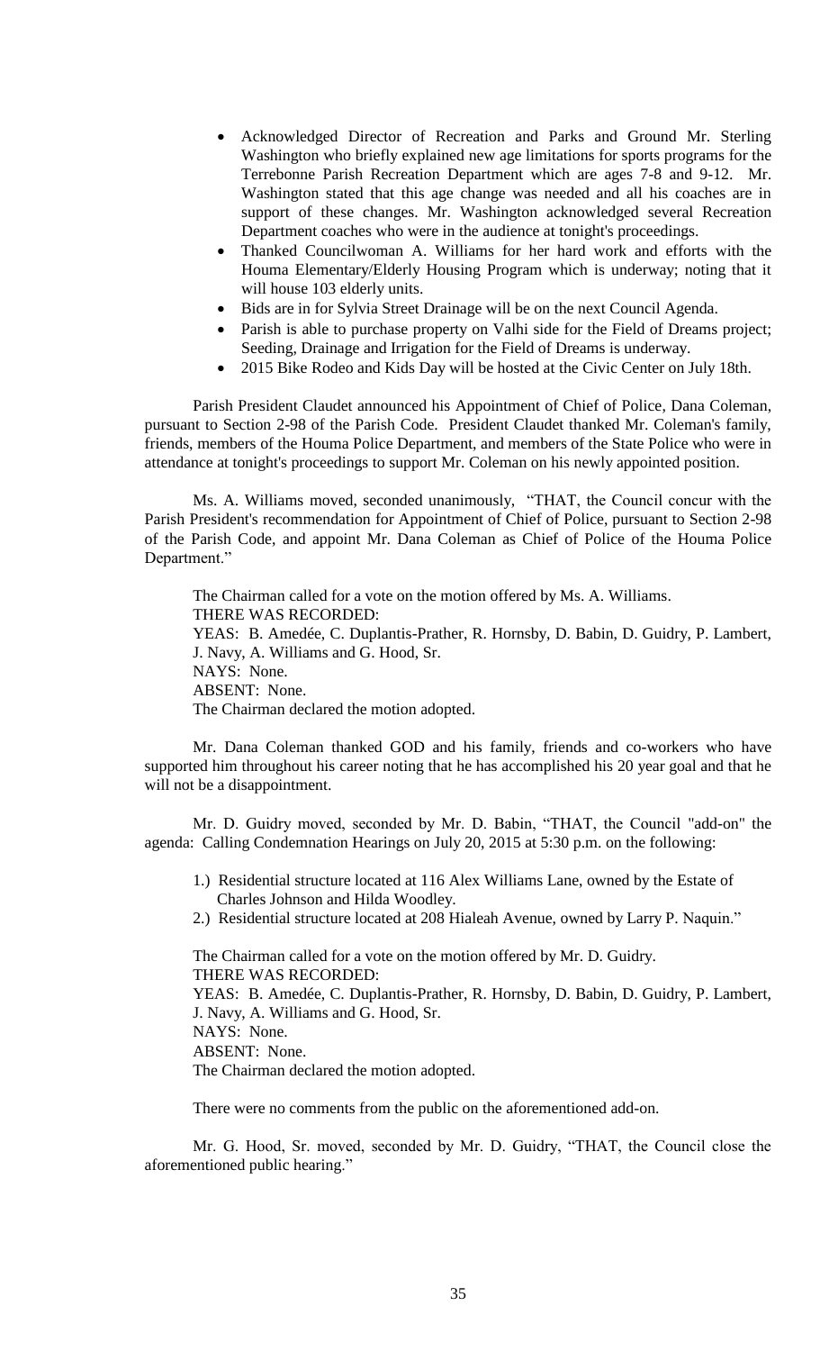- Acknowledged Director of Recreation and Parks and Ground Mr. Sterling Washington who briefly explained new age limitations for sports programs for the Terrebonne Parish Recreation Department which are ages 7-8 and 9-12. Mr. Washington stated that this age change was needed and all his coaches are in support of these changes. Mr. Washington acknowledged several Recreation Department coaches who were in the audience at tonight's proceedings.
- Thanked Councilwoman A. Williams for her hard work and efforts with the Houma Elementary/Elderly Housing Program which is underway; noting that it will house 103 elderly units.
- Bids are in for Sylvia Street Drainage will be on the next Council Agenda.
- Parish is able to purchase property on Valhi side for the Field of Dreams project; Seeding, Drainage and Irrigation for the Field of Dreams is underway.
- 2015 Bike Rodeo and Kids Day will be hosted at the Civic Center on July 18th.

Parish President Claudet announced his Appointment of Chief of Police, Dana Coleman, pursuant to Section 2-98 of the Parish Code. President Claudet thanked Mr. Coleman's family, friends, members of the Houma Police Department, and members of the State Police who were in attendance at tonight's proceedings to support Mr. Coleman on his newly appointed position.

Ms. A. Williams moved, seconded unanimously, "THAT, the Council concur with the Parish President's recommendation for Appointment of Chief of Police, pursuant to Section 2-98 of the Parish Code, and appoint Mr. Dana Coleman as Chief of Police of the Houma Police Department."

The Chairman called for a vote on the motion offered by Ms. A. Williams.
THERE WAS RECORDED:
YEAS: B. Amedée, C. Duplantis-Prather, R. Hornsby, D. Babin, D. Guidry, P. Lambert, J. Navy, A. Williams and G. Hood, Sr.
NAYS: None.
ABSENT: None.
The Chairman declared the motion adopted.

Mr. Dana Coleman thanked GOD and his family, friends and co-workers who have supported him throughout his career noting that he has accomplished his 20 year goal and that he will not be a disappointment.

Mr. D. Guidry moved, seconded by Mr. D. Babin, "THAT, the Council "add-on" the agenda: Calling Condemnation Hearings on July 20, 2015 at 5:30 p.m. on the following:

1.) Residential structure located at 116 Alex Williams Lane, owned by the Estate of Charles Johnson and Hilda Woodley.
2.) Residential structure located at 208 Hialeah Avenue, owned by Larry P. Naquin."

The Chairman called for a vote on the motion offered by Mr. D. Guidry.
THERE WAS RECORDED:
YEAS: B. Amedée, C. Duplantis-Prather, R. Hornsby, D. Babin, D. Guidry, P. Lambert, J. Navy, A. Williams and G. Hood, Sr.
NAYS: None.
ABSENT: None.
The Chairman declared the motion adopted.

There were no comments from the public on the aforementioned add-on.

Mr. G. Hood, Sr. moved, seconded by Mr. D. Guidry, "THAT, the Council close the aforementioned public hearing."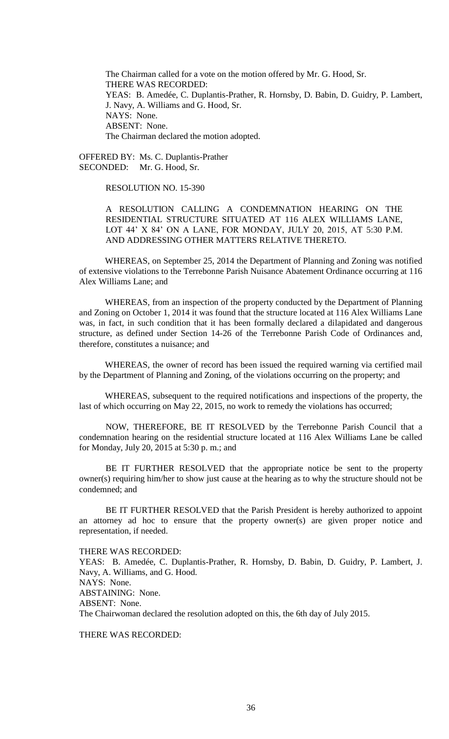The Chairman called for a vote on the motion offered by Mr. G. Hood, Sr.
THERE WAS RECORDED:
YEAS: B. Amedée, C. Duplantis-Prather, R. Hornsby, D. Babin, D. Guidry, P. Lambert, J. Navy, A. Williams and G. Hood, Sr.
NAYS: None.
ABSENT: None.
The Chairman declared the motion adopted.

OFFERED BY: Ms. C. Duplantis-Prather
SECONDED: Mr. G. Hood, Sr.

RESOLUTION NO. 15-390

A RESOLUTION CALLING A CONDEMNATION HEARING ON THE RESIDENTIAL STRUCTURE SITUATED AT 116 ALEX WILLIAMS LANE, LOT 44' X 84' ON A LANE, FOR MONDAY, JULY 20, 2015, AT 5:30 P.M. AND ADDRESSING OTHER MATTERS RELATIVE THERETO.

WHEREAS, on September 25, 2014 the Department of Planning and Zoning was notified of extensive violations to the Terrebonne Parish Nuisance Abatement Ordinance occurring at 116 Alex Williams Lane; and

WHEREAS, from an inspection of the property conducted by the Department of Planning and Zoning on October 1, 2014 it was found that the structure located at 116 Alex Williams Lane was, in fact, in such condition that it has been formally declared a dilapidated and dangerous structure, as defined under Section 14-26 of the Terrebonne Parish Code of Ordinances and, therefore, constitutes a nuisance; and

WHEREAS, the owner of record has been issued the required warning via certified mail by the Department of Planning and Zoning, of the violations occurring on the property; and

WHEREAS, subsequent to the required notifications and inspections of the property, the last of which occurring on May 22, 2015, no work to remedy the violations has occurred;

NOW, THEREFORE, BE IT RESOLVED by the Terrebonne Parish Council that a condemnation hearing on the residential structure located at 116 Alex Williams Lane be called for Monday, July 20, 2015 at 5:30 p. m.; and

BE IT FURTHER RESOLVED that the appropriate notice be sent to the property owner(s) requiring him/her to show just cause at the hearing as to why the structure should not be condemned; and

BE IT FURTHER RESOLVED that the Parish President is hereby authorized to appoint an attorney ad hoc to ensure that the property owner(s) are given proper notice and representation, if needed.

THERE WAS RECORDED:
YEAS: B. Amedée, C. Duplantis-Prather, R. Hornsby, D. Babin, D. Guidry, P. Lambert, J. Navy, A. Williams, and G. Hood.
NAYS: None.
ABSTAINING: None.
ABSENT: None.
The Chairwoman declared the resolution adopted on this, the 6th day of July 2015.

THERE WAS RECORDED: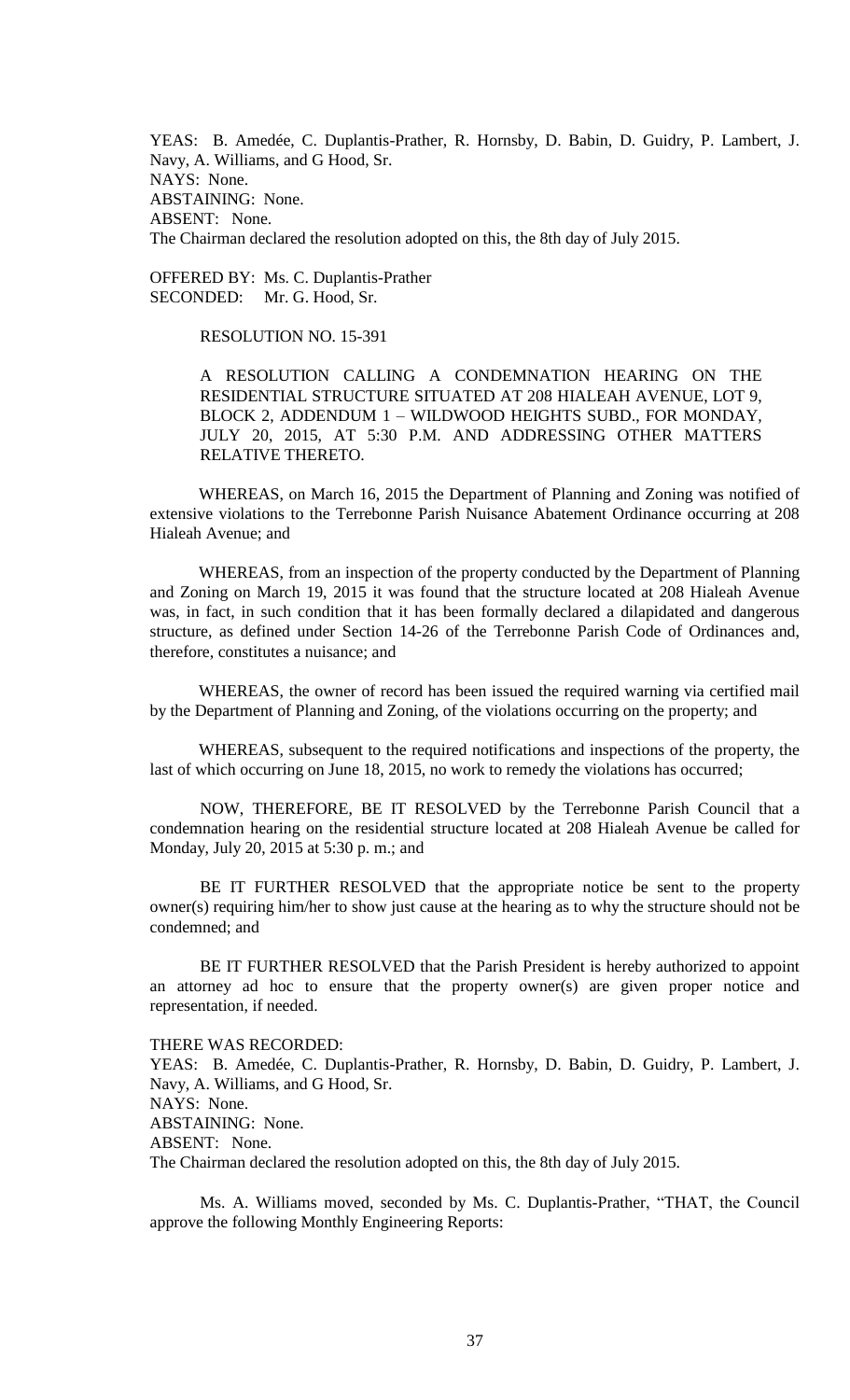YEAS: B. Amedée, C. Duplantis-Prather, R. Hornsby, D. Babin, D. Guidry, P. Lambert, J. Navy, A. Williams, and G Hood, Sr.
NAYS: None.
ABSTAINING: None.
ABSENT: None.
The Chairman declared the resolution adopted on this, the 8th day of July 2015.

OFFERED BY: Ms. C. Duplantis-Prather
SECONDED: Mr. G. Hood, Sr.

RESOLUTION NO. 15-391

A RESOLUTION CALLING A CONDEMNATION HEARING ON THE RESIDENTIAL STRUCTURE SITUATED AT 208 HIALEAH AVENUE, LOT 9, BLOCK 2, ADDENDUM 1 – WILDWOOD HEIGHTS SUBD., FOR MONDAY, JULY 20, 2015, AT 5:30 P.M. AND ADDRESSING OTHER MATTERS RELATIVE THERETO.

WHEREAS, on March 16, 2015 the Department of Planning and Zoning was notified of extensive violations to the Terrebonne Parish Nuisance Abatement Ordinance occurring at 208 Hialeah Avenue; and

WHEREAS, from an inspection of the property conducted by the Department of Planning and Zoning on March 19, 2015 it was found that the structure located at 208 Hialeah Avenue was, in fact, in such condition that it has been formally declared a dilapidated and dangerous structure, as defined under Section 14-26 of the Terrebonne Parish Code of Ordinances and, therefore, constitutes a nuisance; and

WHEREAS, the owner of record has been issued the required warning via certified mail by the Department of Planning and Zoning, of the violations occurring on the property; and

WHEREAS, subsequent to the required notifications and inspections of the property, the last of which occurring on June 18, 2015, no work to remedy the violations has occurred;

NOW, THEREFORE, BE IT RESOLVED by the Terrebonne Parish Council that a condemnation hearing on the residential structure located at 208 Hialeah Avenue be called for Monday, July 20, 2015 at 5:30 p. m.; and

BE IT FURTHER RESOLVED that the appropriate notice be sent to the property owner(s) requiring him/her to show just cause at the hearing as to why the structure should not be condemned; and

BE IT FURTHER RESOLVED that the Parish President is hereby authorized to appoint an attorney ad hoc to ensure that the property owner(s) are given proper notice and representation, if needed.

THERE WAS RECORDED:
YEAS: B. Amedée, C. Duplantis-Prather, R. Hornsby, D. Babin, D. Guidry, P. Lambert, J. Navy, A. Williams, and G Hood, Sr.
NAYS: None.
ABSTAINING: None.
ABSENT: None.
The Chairman declared the resolution adopted on this, the 8th day of July 2015.

Ms. A. Williams moved, seconded by Ms. C. Duplantis-Prather, "THAT, the Council approve the following Monthly Engineering Reports: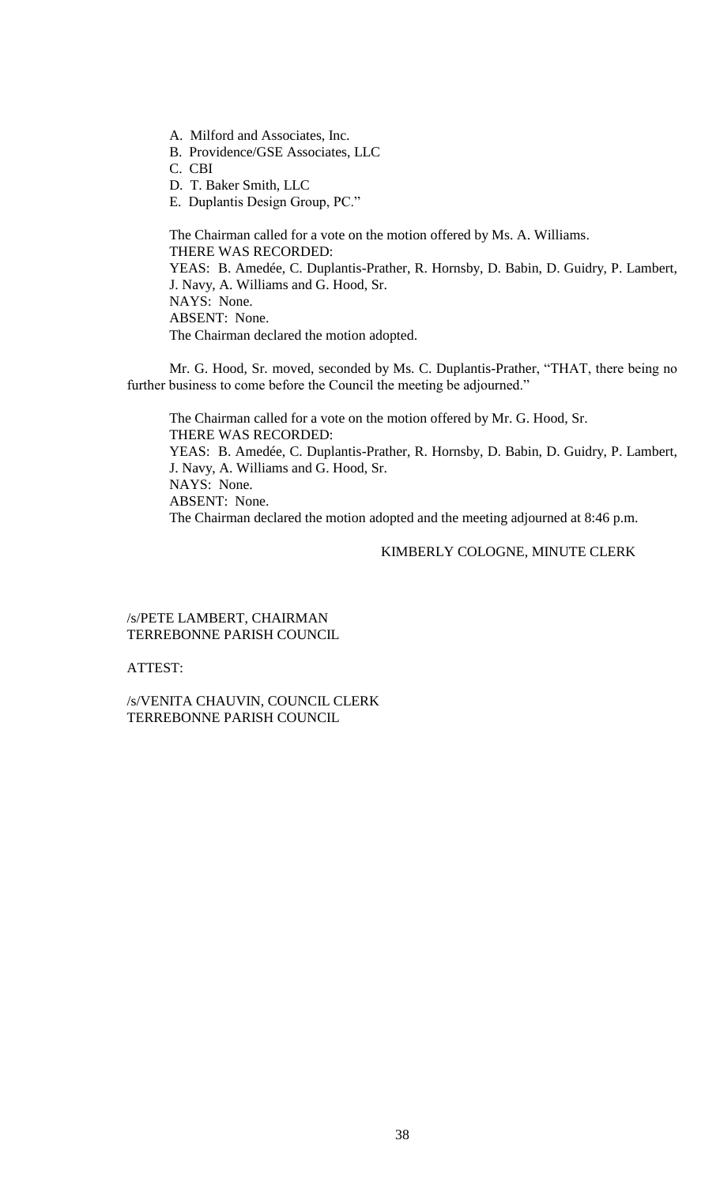A. Milford and Associates, Inc.
B. Providence/GSE Associates, LLC
C. CBI
D. T. Baker Smith, LLC
E. Duplantis Design Group, PC."

The Chairman called for a vote on the motion offered by Ms. A. Williams.
THERE WAS RECORDED:
YEAS: B. Amedée, C. Duplantis-Prather, R. Hornsby, D. Babin, D. Guidry, P. Lambert, J. Navy, A. Williams and G. Hood, Sr.
NAYS: None.
ABSENT: None.
The Chairman declared the motion adopted.

Mr. G. Hood, Sr. moved, seconded by Ms. C. Duplantis-Prather, "THAT, there being no further business to come before the Council the meeting be adjourned."

The Chairman called for a vote on the motion offered by Mr. G. Hood, Sr.
THERE WAS RECORDED:
YEAS: B. Amedée, C. Duplantis-Prather, R. Hornsby, D. Babin, D. Guidry, P. Lambert, J. Navy, A. Williams and G. Hood, Sr.
NAYS: None.
ABSENT: None.
The Chairman declared the motion adopted and the meeting adjourned at 8:46 p.m.

KIMBERLY COLOGNE, MINUTE CLERK

/s/PETE LAMBERT, CHAIRMAN
TERREBONNE PARISH COUNCIL

ATTEST:

/s/VENITA CHAUVIN, COUNCIL CLERK
TERREBONNE PARISH COUNCIL